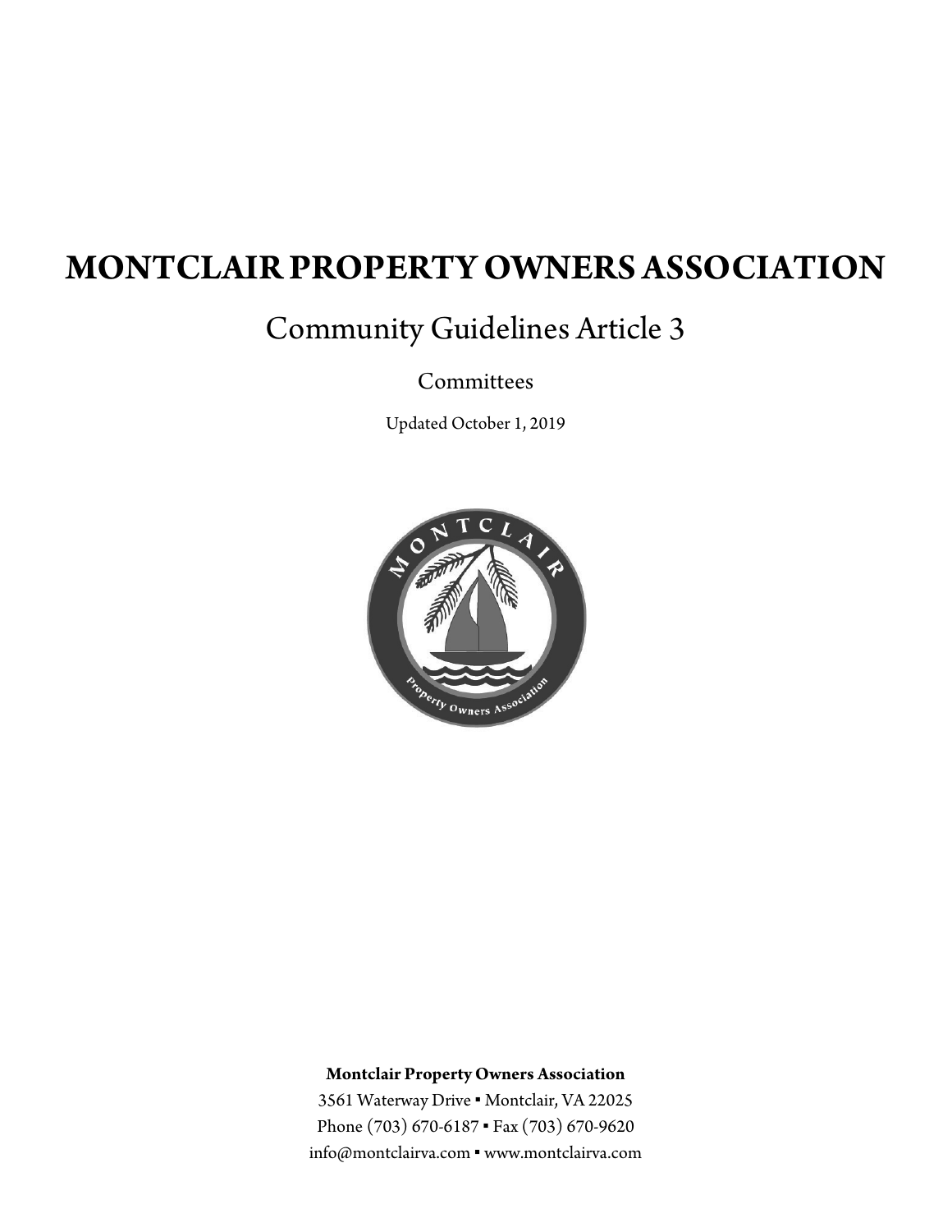# MONTCLAIR PROPERTY OWNERS ASSOCIATION

## Community Guidelines Article 3

### Committees

Updated October 1, 2019

**Montclair Property Owners Association**

3561 Waterway Drive ▪ Montclair, VA 22025

Phone (703) 670-6187 ▪ Fax (703) 670-9620

info@montclairva.com ▪ www.montclairva.com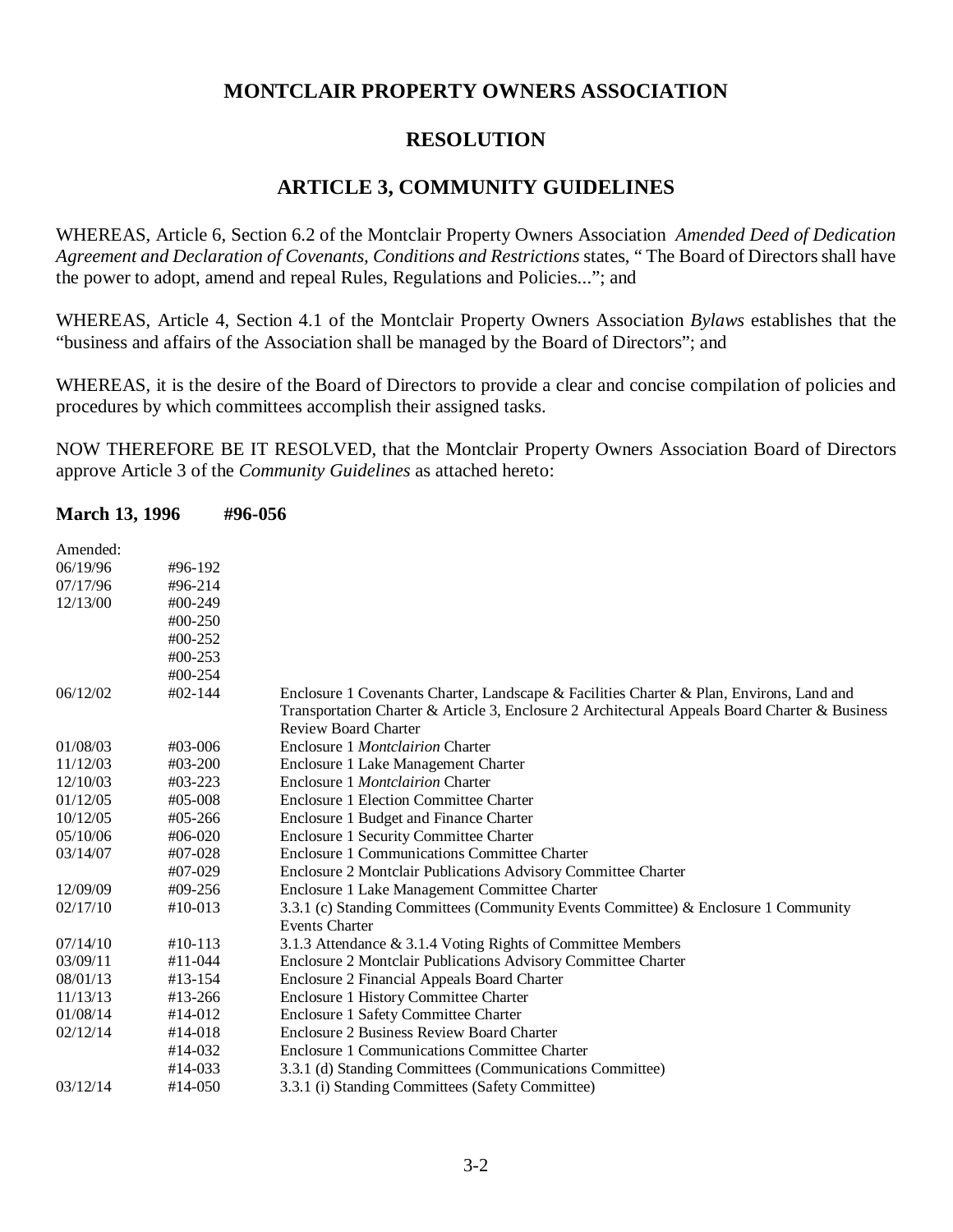# MONTCLAIR PROPERTY OWNERS ASSOCIATION

## RESOLUTION

## ARTICLE 3, COMMUNITY GUIDELINES

WHEREAS, Article 6, Section 6.2 of the Montclair Property Owners Association *Amended Deed of Dedication Agreement and Declaration of Covenants, Conditions and Restrictions* states, " The Board of Directors shall have the power to adopt, amend and repeal Rules, Regulations and Policies..."; and

WHEREAS, Article 4, Section 4.1 of the Montclair Property Owners Association *Bylaws* establishes that the "business and affairs of the Association shall be managed by the Board of Directors"; and

WHEREAS, it is the desire of the Board of Directors to provide a clear and concise compilation of policies and procedures by which committees accomplish their assigned tasks.

NOW THEREFORE BE IT RESOLVED, that the Montclair Property Owners Association Board of Directors approve Article 3 of the *Community Guidelines* as attached hereto:

**March 13, 1996 #96-056**

Amended:

| | | |
|---|---|---|
| 06/19/96 | #96-192 | |
| 07/17/96 | #96-214 | |
| 12/13/00 | #00-249 | |
| | #00-250 | |
| | #00-252 | |
| | #00-253 | |
| | #00-254 | |
| 06/12/02 | #02-144 | Enclosure 1 Covenants Charter, Landscape & Facilities Charter & Plan, Environs, Land and Transportation Charter & Article 3, Enclosure 2 Architectural Appeals Board Charter & Business Review Board Charter |
| 01/08/03 | #03-006 | Enclosure 1 *Montclairion* Charter |
| 11/12/03 | #03-200 | Enclosure 1 Lake Management Charter |
| 12/10/03 | #03-223 | Enclosure 1 *Montclairion* Charter |
| 01/12/05 | #05-008 | Enclosure 1 Election Committee Charter |
| 10/12/05 | #05-266 | Enclosure 1 Budget and Finance Charter |
| 05/10/06 | #06-020 | Enclosure 1 Security Committee Charter |
| 03/14/07 | #07-028 | Enclosure 1 Communications Committee Charter |
| | #07-029 | Enclosure 2 Montclair Publications Advisory Committee Charter |
| 12/09/09 | #09-256 | Enclosure 1 Lake Management Committee Charter |
| 02/17/10 | #10-013 | 3.3.1 (c) Standing Committees (Community Events Committee) & Enclosure 1 Community Events Charter |
| 07/14/10 | #10-113 | 3.1.3 Attendance & 3.1.4 Voting Rights of Committee Members |
| 03/09/11 | #11-044 | Enclosure 2 Montclair Publications Advisory Committee Charter |
| 08/01/13 | #13-154 | Enclosure 2 Financial Appeals Board Charter |
| 11/13/13 | #13-266 | Enclosure 1 History Committee Charter |
| 01/08/14 | #14-012 | Enclosure 1 Safety Committee Charter |
| 02/12/14 | #14-018 | Enclosure 2 Business Review Board Charter |
| | #14-032 | Enclosure 1 Communications Committee Charter |
| | #14-033 | 3.3.1 (d) Standing Committees (Communications Committee) |
| 03/12/14 | #14-050 | 3.3.1 (i) Standing Committees (Safety Committee) |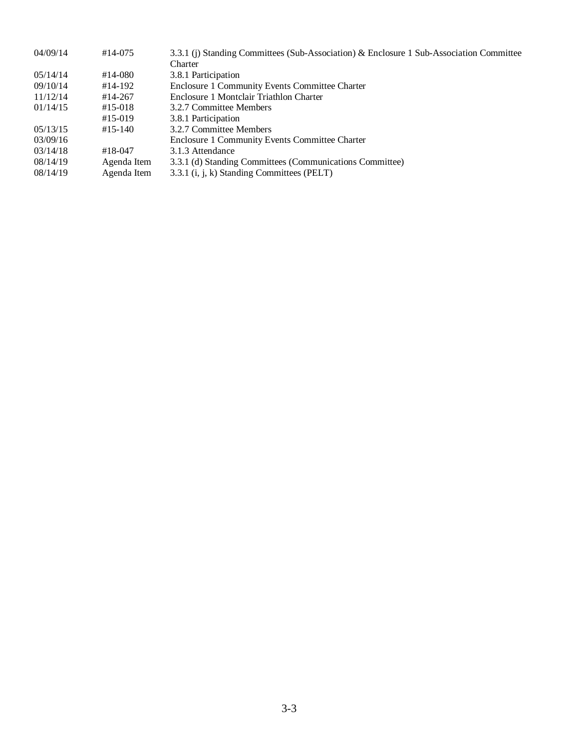| | | |
|---|---|---|
| 04/09/14 | #14-075 | 3.3.1 (j) Standing Committees (Sub-Association) & Enclosure 1 Sub-Association Committee Charter |
| 05/14/14 | #14-080 | 3.8.1 Participation |
| 09/10/14 | #14-192 | Enclosure 1 Community Events Committee Charter |
| 11/12/14 | #14-267 | Enclosure 1 Montclair Triathlon Charter |
| 01/14/15 | #15-018 | 3.2.7 Committee Members |
| | #15-019 | 3.8.1 Participation |
| 05/13/15 | #15-140 | 3.2.7 Committee Members |
| 03/09/16 | | Enclosure 1 Community Events Committee Charter |
| 03/14/18 | #18-047 | 3.1.3 Attendance |
| 08/14/19 | Agenda Item | 3.3.1 (d) Standing Committees (Communications Committee) |
| 08/14/19 | Agenda Item | 3.3.1 (i, j, k) Standing Committees (PELT) |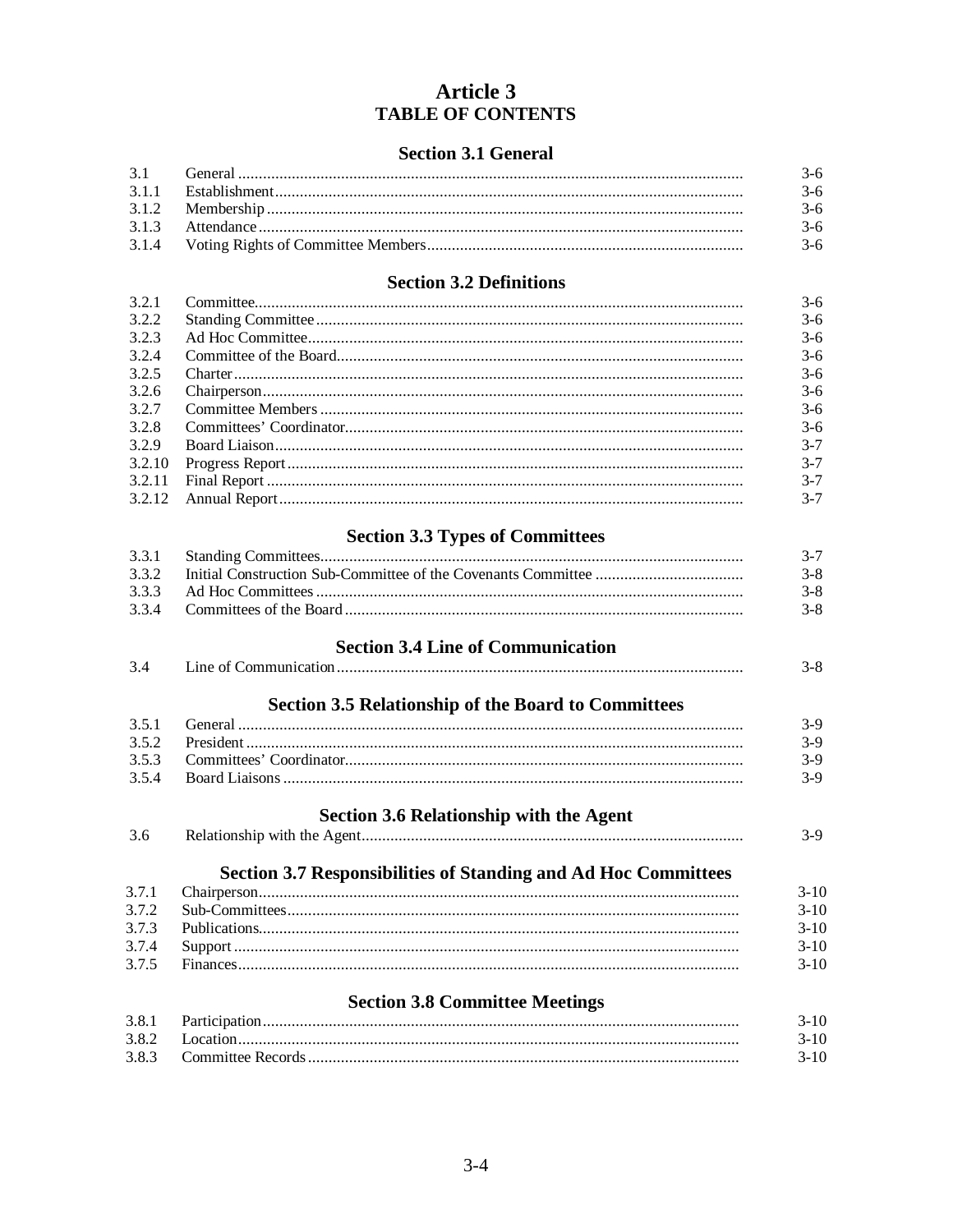# Article 3
## TABLE OF CONTENTS

### Section 3.1 General

| | | |
|---|---|---|
| 3.1 | General | 3-6 |
| 3.1.1 | Establishment | 3-6 |
| 3.1.2 | Membership | 3-6 |
| 3.1.3 | Attendance | 3-6 |
| 3.1.4 | Voting Rights of Committee Members | 3-6 |

### Section 3.2 Definitions

| | | |
|---|---|---|
| 3.2.1 | Committee | 3-6 |
| 3.2.2 | Standing Committee | 3-6 |
| 3.2.3 | Ad Hoc Committee | 3-6 |
| 3.2.4 | Committee of the Board | 3-6 |
| 3.2.5 | Charter | 3-6 |
| 3.2.6 | Chairperson | 3-6 |
| 3.2.7 | Committee Members | 3-6 |
| 3.2.8 | Committees' Coordinator | 3-6 |
| 3.2.9 | Board Liaison | 3-7 |
| 3.2.10 | Progress Report | 3-7 |
| 3.2.11 | Final Report | 3-7 |
| 3.2.12 | Annual Report | 3-7 |

### Section 3.3 Types of Committees

| | | |
|---|---|---|
| 3.3.1 | Standing Committees | 3-7 |
| 3.3.2 | Initial Construction Sub-Committee of the Covenants Committee | 3-8 |
| 3.3.3 | Ad Hoc Committees | 3-8 |
| 3.3.4 | Committees of the Board | 3-8 |

### Section 3.4 Line of Communication

| | | |
|---|---|---|
| 3.4 | Line of Communication | 3-8 |

### Section 3.5 Relationship of the Board to Committees

| | | |
|---|---|---|
| 3.5.1 | General | 3-9 |
| 3.5.2 | President | 3-9 |
| 3.5.3 | Committees' Coordinator | 3-9 |
| 3.5.4 | Board Liaisons | 3-9 |

### Section 3.6 Relationship with the Agent

| | | |
|---|---|---|
| 3.6 | Relationship with the Agent | 3-9 |

### Section 3.7 Responsibilities of Standing and Ad Hoc Committees

| | | |
|---|---|---|
| 3.7.1 | Chairperson | 3-10 |
| 3.7.2 | Sub-Committees | 3-10 |
| 3.7.3 | Publications | 3-10 |
| 3.7.4 | Support | 3-10 |
| 3.7.5 | Finances | 3-10 |

### Section 3.8 Committee Meetings

| | | |
|---|---|---|
| 3.8.1 | Participation | 3-10 |
| 3.8.2 | Location | 3-10 |
| 3.8.3 | Committee Records | 3-10 |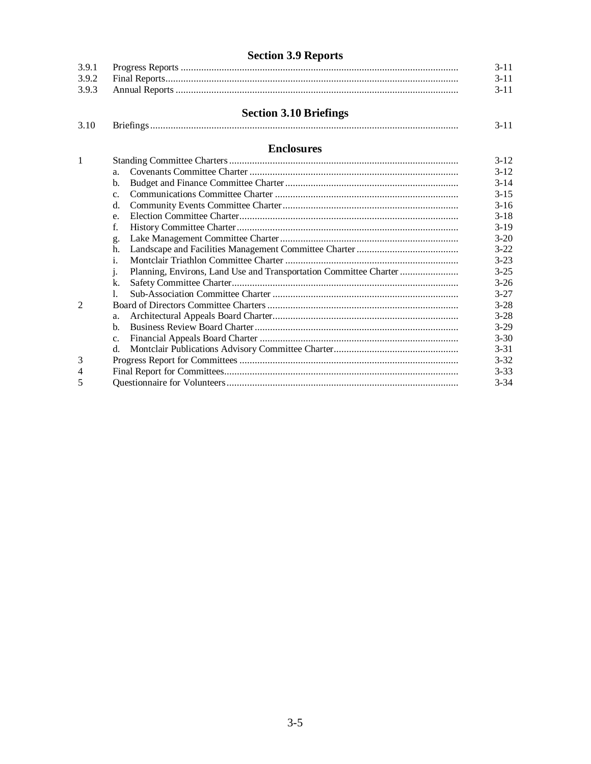## Section 3.9 Reports

| | | |
|---|---|---|
| 3.9.1 | Progress Reports | 3-11 |
| 3.9.2 | Final Reports | 3-11 |
| 3.9.3 | Annual Reports | 3-11 |

## Section 3.10 Briefings

| | | |
|---|---|---|
| 3.10 | Briefings | 3-11 |

## Enclosures

| | | |
|---|---|---|
| 1 | Standing Committee Charters | 3-12 |
| | a. Covenants Committee Charter | 3-12 |
| | b. Budget and Finance Committee Charter | 3-14 |
| | c. Communications Committee Charter | 3-15 |
| | d. Community Events Committee Charter | 3-16 |
| | e. Election Committee Charter | 3-18 |
| | f. History Committee Charter | 3-19 |
| | g. Lake Management Committee Charter | 3-20 |
| | h. Landscape and Facilities Management Committee Charter | 3-22 |
| | i. Montclair Triathlon Committee Charter | 3-23 |
| | j. Planning, Environs, Land Use and Transportation Committee Charter | 3-25 |
| | k. Safety Committee Charter | 3-26 |
| | l. Sub-Association Committee Charter | 3-27 |
| 2 | Board of Directors Committee Charters | 3-28 |
| | a. Architectural Appeals Board Charter | 3-28 |
| | b. Business Review Board Charter | 3-29 |
| | c. Financial Appeals Board Charter | 3-30 |
| | d. Montclair Publications Advisory Committee Charter | 3-31 |
| 3 | Progress Report for Committees | 3-32 |
| 4 | Final Report for Committees | 3-33 |
| 5 | Questionnaire for Volunteers | 3-34 |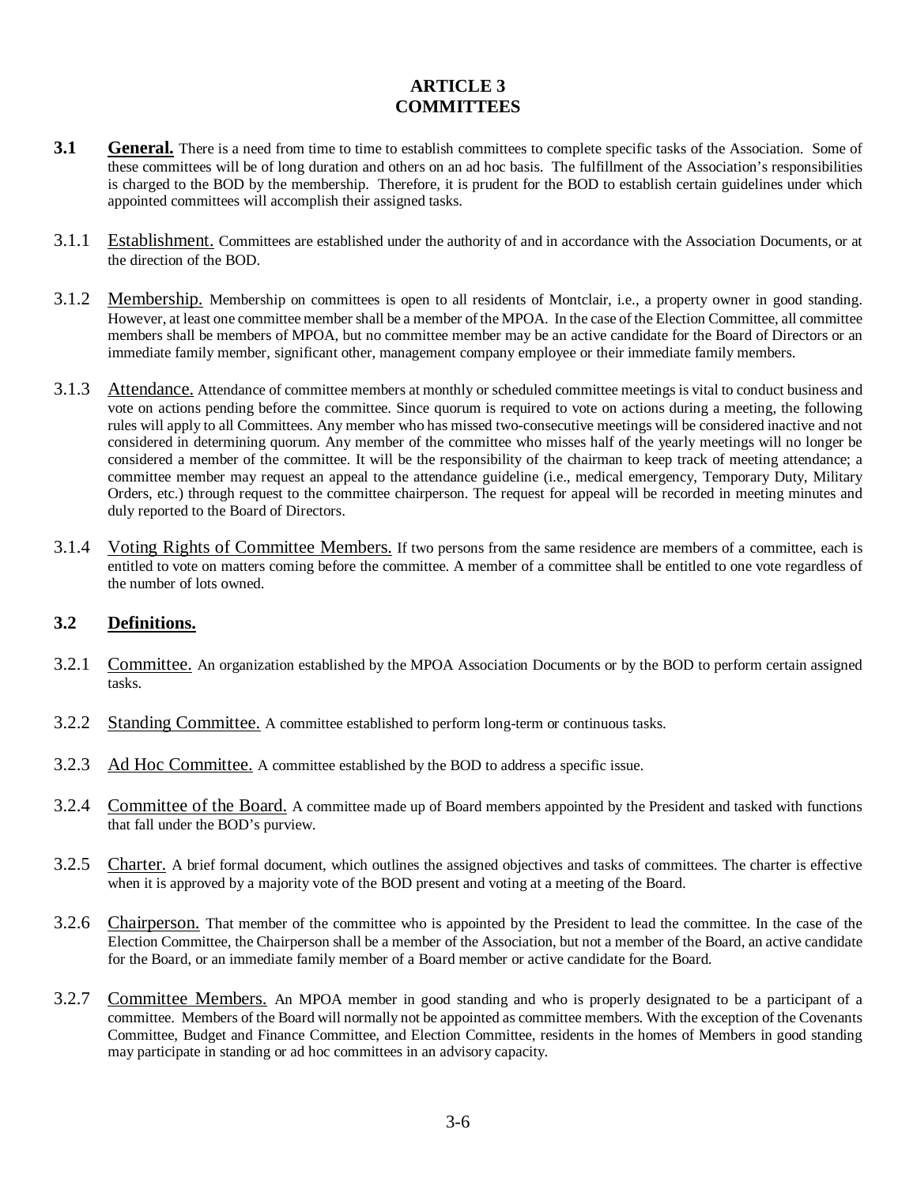# ARTICLE 3
# COMMITTEES

**3.1 General.** There is a need from time to time to establish committees to complete specific tasks of the Association. Some of these committees will be of long duration and others on an ad hoc basis. The fulfillment of the Association's responsibilities is charged to the BOD by the membership. Therefore, it is prudent for the BOD to establish certain guidelines under which appointed committees will accomplish their assigned tasks.

3.1.1 Establishment. Committees are established under the authority of and in accordance with the Association Documents, or at the direction of the BOD.

3.1.2 Membership. Membership on committees is open to all residents of Montclair, i.e., a property owner in good standing. However, at least one committee member shall be a member of the MPOA. In the case of the Election Committee, all committee members shall be members of MPOA, but no committee member may be an active candidate for the Board of Directors or an immediate family member, significant other, management company employee or their immediate family members.

3.1.3 Attendance. Attendance of committee members at monthly or scheduled committee meetings is vital to conduct business and vote on actions pending before the committee. Since quorum is required to vote on actions during a meeting, the following rules will apply to all Committees. Any member who has missed two-consecutive meetings will be considered inactive and not considered in determining quorum. Any member of the committee who misses half of the yearly meetings will no longer be considered a member of the committee. It will be the responsibility of the chairman to keep track of meeting attendance; a committee member may request an appeal to the attendance guideline (i.e., medical emergency, Temporary Duty, Military Orders, etc.) through request to the committee chairperson. The request for appeal will be recorded in meeting minutes and duly reported to the Board of Directors.

3.1.4 Voting Rights of Committee Members. If two persons from the same residence are members of a committee, each is entitled to vote on matters coming before the committee. A member of a committee shall be entitled to one vote regardless of the number of lots owned.

## 3.2 Definitions.

3.2.1 Committee. An organization established by the MPOA Association Documents or by the BOD to perform certain assigned tasks.

3.2.2 Standing Committee. A committee established to perform long-term or continuous tasks.

3.2.3 Ad Hoc Committee. A committee established by the BOD to address a specific issue.

3.2.4 Committee of the Board. A committee made up of Board members appointed by the President and tasked with functions that fall under the BOD's purview.

3.2.5 Charter. A brief formal document, which outlines the assigned objectives and tasks of committees. The charter is effective when it is approved by a majority vote of the BOD present and voting at a meeting of the Board.

3.2.6 Chairperson. That member of the committee who is appointed by the President to lead the committee. In the case of the Election Committee, the Chairperson shall be a member of the Association, but not a member of the Board, an active candidate for the Board, or an immediate family member of a Board member or active candidate for the Board.

3.2.7 Committee Members. An MPOA member in good standing and who is properly designated to be a participant of a committee. Members of the Board will normally not be appointed as committee members. With the exception of the Covenants Committee, Budget and Finance Committee, and Election Committee, residents in the homes of Members in good standing may participate in standing or ad hoc committees in an advisory capacity.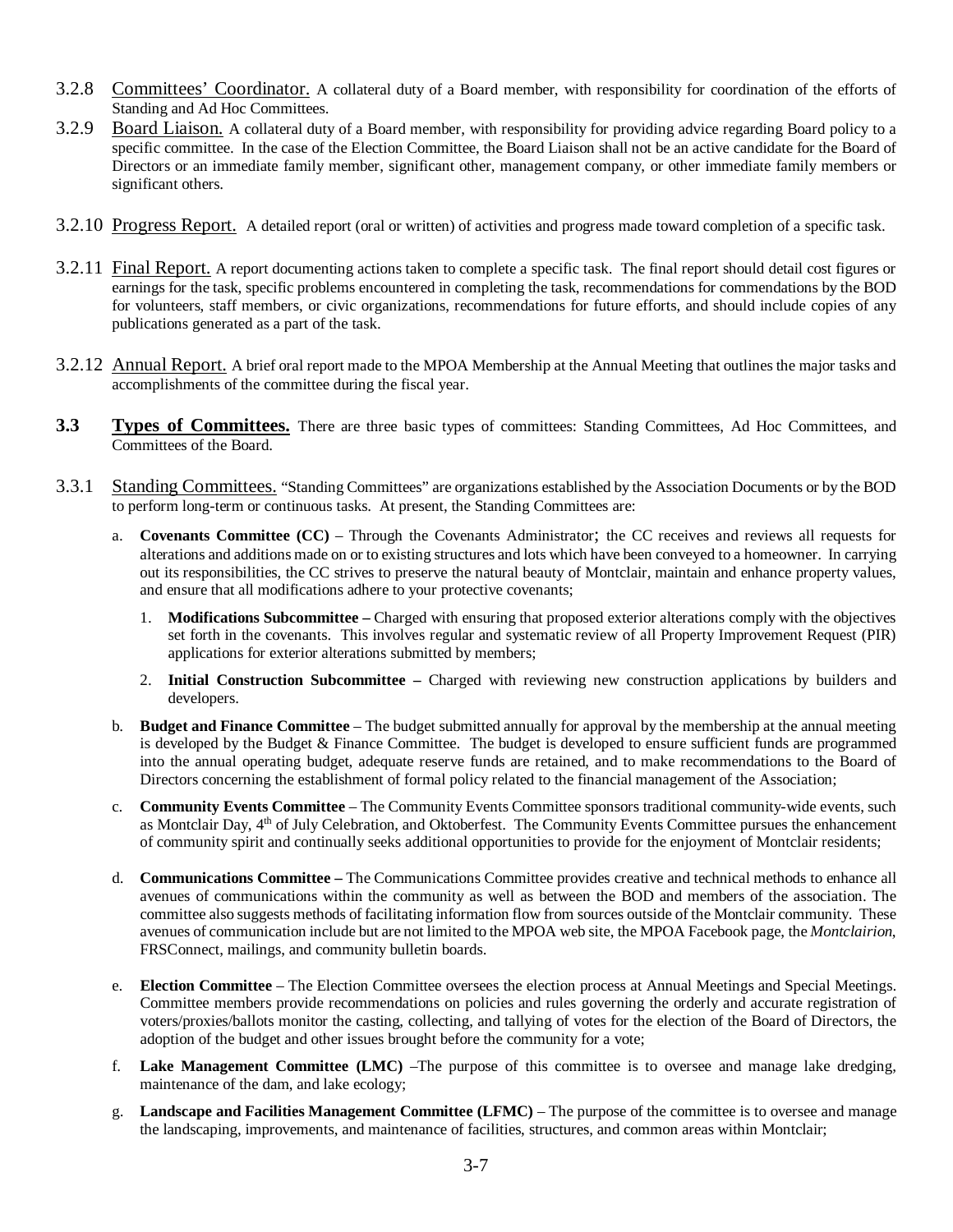3.2.8 Committees' Coordinator. A collateral duty of a Board member, with responsibility for coordination of the efforts of Standing and Ad Hoc Committees.

3.2.9 Board Liaison. A collateral duty of a Board member, with responsibility for providing advice regarding Board policy to a specific committee. In the case of the Election Committee, the Board Liaison shall not be an active candidate for the Board of Directors or an immediate family member, significant other, management company, or other immediate family members or significant others.

3.2.10 Progress Report. A detailed report (oral or written) of activities and progress made toward completion of a specific task.

3.2.11 Final Report. A report documenting actions taken to complete a specific task. The final report should detail cost figures or earnings for the task, specific problems encountered in completing the task, recommendations for commendations by the BOD for volunteers, staff members, or civic organizations, recommendations for future efforts, and should include copies of any publications generated as a part of the task.

3.2.12 Annual Report. A brief oral report made to the MPOA Membership at the Annual Meeting that outlines the major tasks and accomplishments of the committee during the fiscal year.

**3.3 Types of Committees.** There are three basic types of committees: Standing Committees, Ad Hoc Committees, and Committees of the Board.

3.3.1 Standing Committees. "Standing Committees" are organizations established by the Association Documents or by the BOD to perform long-term or continuous tasks. At present, the Standing Committees are:

a. **Covenants Committee (CC)** – Through the Covenants Administrator; the CC receives and reviews all requests for alterations and additions made on or to existing structures and lots which have been conveyed to a homeowner. In carrying out its responsibilities, the CC strives to preserve the natural beauty of Montclair, maintain and enhance property values, and ensure that all modifications adhere to your protective covenants;

   1. **Modifications Subcommittee –** Charged with ensuring that proposed exterior alterations comply with the objectives set forth in the covenants. This involves regular and systematic review of all Property Improvement Request (PIR) applications for exterior alterations submitted by members;

   2. **Initial Construction Subcommittee –** Charged with reviewing new construction applications by builders and developers.

b. **Budget and Finance Committee** – The budget submitted annually for approval by the membership at the annual meeting is developed by the Budget & Finance Committee. The budget is developed to ensure sufficient funds are programmed into the annual operating budget, adequate reserve funds are retained, and to make recommendations to the Board of Directors concerning the establishment of formal policy related to the financial management of the Association;

c. **Community Events Committee** – The Community Events Committee sponsors traditional community-wide events, such as Montclair Day, 4th of July Celebration, and Oktoberfest. The Community Events Committee pursues the enhancement of community spirit and continually seeks additional opportunities to provide for the enjoyment of Montclair residents;

d. **Communications Committee –** The Communications Committee provides creative and technical methods to enhance all avenues of communications within the community as well as between the BOD and members of the association. The committee also suggests methods of facilitating information flow from sources outside of the Montclair community. These avenues of communication include but are not limited to the MPOA web site, the MPOA Facebook page, the *Montclairion*, FRSConnect, mailings, and community bulletin boards.

e. **Election Committee** – The Election Committee oversees the election process at Annual Meetings and Special Meetings. Committee members provide recommendations on policies and rules governing the orderly and accurate registration of voters/proxies/ballots monitor the casting, collecting, and tallying of votes for the election of the Board of Directors, the adoption of the budget and other issues brought before the community for a vote;

f. **Lake Management Committee (LMC)** –The purpose of this committee is to oversee and manage lake dredging, maintenance of the dam, and lake ecology;

g. **Landscape and Facilities Management Committee (LFMC)** – The purpose of the committee is to oversee and manage the landscaping, improvements, and maintenance of facilities, structures, and common areas within Montclair;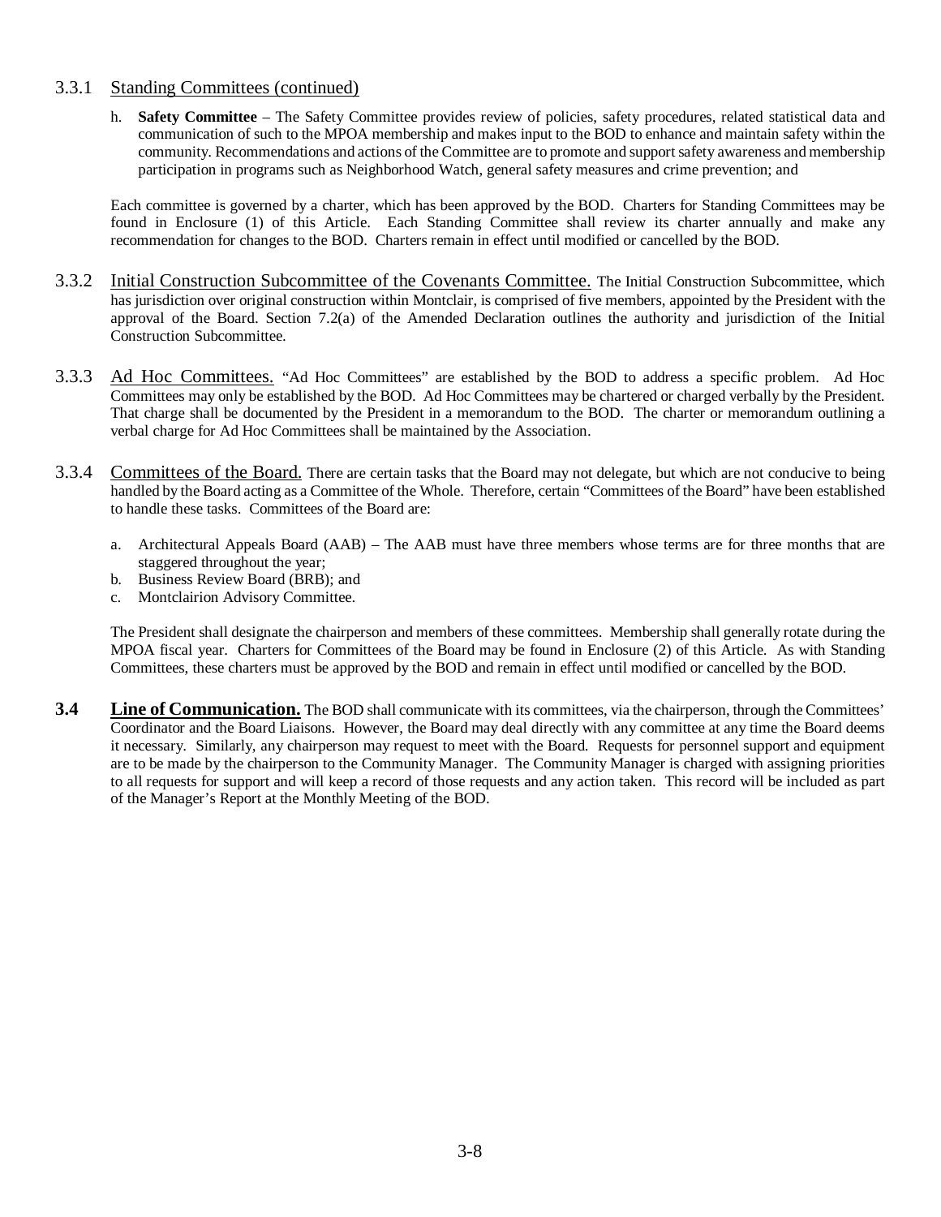### 3.3.1 Standing Committees (continued)

h. **Safety Committee** – The Safety Committee provides review of policies, safety procedures, related statistical data and communication of such to the MPOA membership and makes input to the BOD to enhance and maintain safety within the community. Recommendations and actions of the Committee are to promote and support safety awareness and membership participation in programs such as Neighborhood Watch, general safety measures and crime prevention; and

Each committee is governed by a charter, which has been approved by the BOD. Charters for Standing Committees may be found in Enclosure (1) of this Article. Each Standing Committee shall review its charter annually and make any recommendation for changes to the BOD. Charters remain in effect until modified or cancelled by the BOD.

### 3.3.2 Initial Construction Subcommittee of the Covenants Committee.

The Initial Construction Subcommittee, which has jurisdiction over original construction within Montclair, is comprised of five members, appointed by the President with the approval of the Board. Section 7.2(a) of the Amended Declaration outlines the authority and jurisdiction of the Initial Construction Subcommittee.

### 3.3.3 Ad Hoc Committees.

"Ad Hoc Committees" are established by the BOD to address a specific problem. Ad Hoc Committees may only be established by the BOD. Ad Hoc Committees may be chartered or charged verbally by the President. That charge shall be documented by the President in a memorandum to the BOD. The charter or memorandum outlining a verbal charge for Ad Hoc Committees shall be maintained by the Association.

### 3.3.4 Committees of the Board.

There are certain tasks that the Board may not delegate, but which are not conducive to being handled by the Board acting as a Committee of the Whole. Therefore, certain "Committees of the Board" have been established to handle these tasks. Committees of the Board are:

a. Architectural Appeals Board (AAB) – The AAB must have three members whose terms are for three months that are staggered throughout the year;
b. Business Review Board (BRB); and
c. Montclairion Advisory Committee.

The President shall designate the chairperson and members of these committees. Membership shall generally rotate during the MPOA fiscal year. Charters for Committees of the Board may be found in Enclosure (2) of this Article. As with Standing Committees, these charters must be approved by the BOD and remain in effect until modified or cancelled by the BOD.

## 3.4 Line of Communication.

The BOD shall communicate with its committees, via the chairperson, through the Committees' Coordinator and the Board Liaisons. However, the Board may deal directly with any committee at any time the Board deems it necessary. Similarly, any chairperson may request to meet with the Board. Requests for personnel support and equipment are to be made by the chairperson to the Community Manager. The Community Manager is charged with assigning priorities to all requests for support and will keep a record of those requests and any action taken. This record will be included as part of the Manager's Report at the Monthly Meeting of the BOD.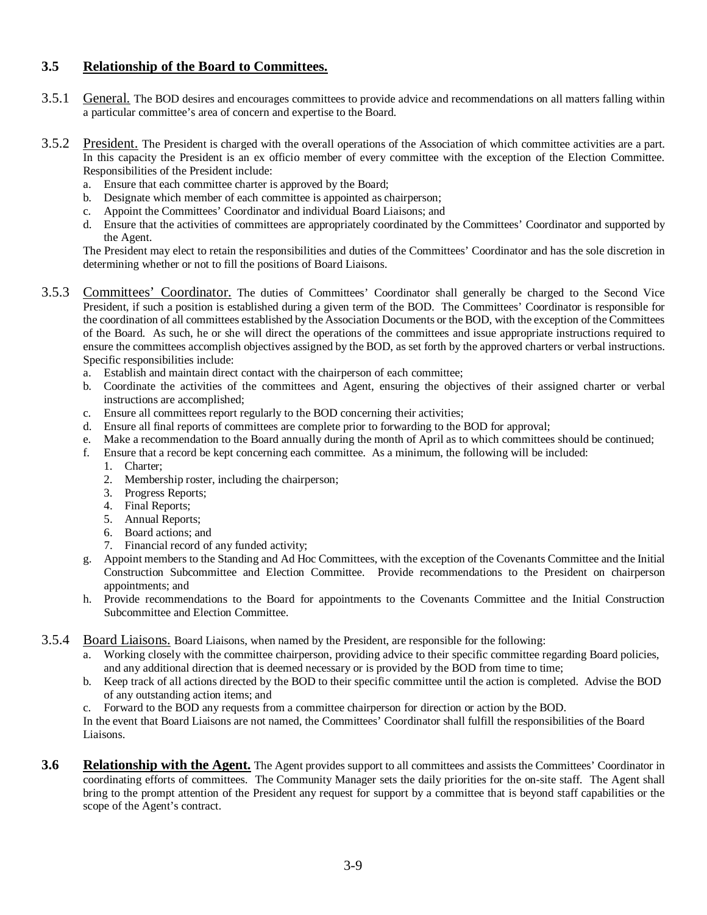### 3.5 **Relationship of the Board to Committees.**

3.5.1 General. The BOD desires and encourages committees to provide advice and recommendations on all matters falling within a particular committee's area of concern and expertise to the Board.

3.5.2 President. The President is charged with the overall operations of the Association of which committee activities are a part. In this capacity the President is an ex officio member of every committee with the exception of the Election Committee. Responsibilities of the President include:

a. Ensure that each committee charter is approved by the Board;
b. Designate which member of each committee is appointed as chairperson;
c. Appoint the Committees' Coordinator and individual Board Liaisons; and
d. Ensure that the activities of committees are appropriately coordinated by the Committees' Coordinator and supported by the Agent.

The President may elect to retain the responsibilities and duties of the Committees' Coordinator and has the sole discretion in determining whether or not to fill the positions of Board Liaisons.

3.5.3 Committees' Coordinator. The duties of Committees' Coordinator shall generally be charged to the Second Vice President, if such a position is established during a given term of the BOD. The Committees' Coordinator is responsible for the coordination of all committees established by the Association Documents or the BOD, with the exception of the Committees of the Board. As such, he or she will direct the operations of the committees and issue appropriate instructions required to ensure the committees accomplish objectives assigned by the BOD, as set forth by the approved charters or verbal instructions. Specific responsibilities include:

a. Establish and maintain direct contact with the chairperson of each committee;
b. Coordinate the activities of the committees and Agent, ensuring the objectives of their assigned charter or verbal instructions are accomplished;
c. Ensure all committees report regularly to the BOD concerning their activities;
d. Ensure all final reports of committees are complete prior to forwarding to the BOD for approval;
e. Make a recommendation to the Board annually during the month of April as to which committees should be continued;
f. Ensure that a record be kept concerning each committee. As a minimum, the following will be included:
   1. Charter;
   2. Membership roster, including the chairperson;
   3. Progress Reports;
   4. Final Reports;
   5. Annual Reports;
   6. Board actions; and
   7. Financial record of any funded activity;
g. Appoint members to the Standing and Ad Hoc Committees, with the exception of the Covenants Committee and the Initial Construction Subcommittee and Election Committee. Provide recommendations to the President on chairperson appointments; and
h. Provide recommendations to the Board for appointments to the Covenants Committee and the Initial Construction Subcommittee and Election Committee.

3.5.4 Board Liaisons. Board Liaisons, when named by the President, are responsible for the following:

a. Working closely with the committee chairperson, providing advice to their specific committee regarding Board policies, and any additional direction that is deemed necessary or is provided by the BOD from time to time;
b. Keep track of all actions directed by the BOD to their specific committee until the action is completed. Advise the BOD of any outstanding action items; and
c. Forward to the BOD any requests from a committee chairperson for direction or action by the BOD.

In the event that Board Liaisons are not named, the Committees' Coordinator shall fulfill the responsibilities of the Board Liaisons.

**3.6 Relationship with the Agent.** The Agent provides support to all committees and assists the Committees' Coordinator in coordinating efforts of committees. The Community Manager sets the daily priorities for the on-site staff. The Agent shall bring to the prompt attention of the President any request for support by a committee that is beyond staff capabilities or the scope of the Agent's contract.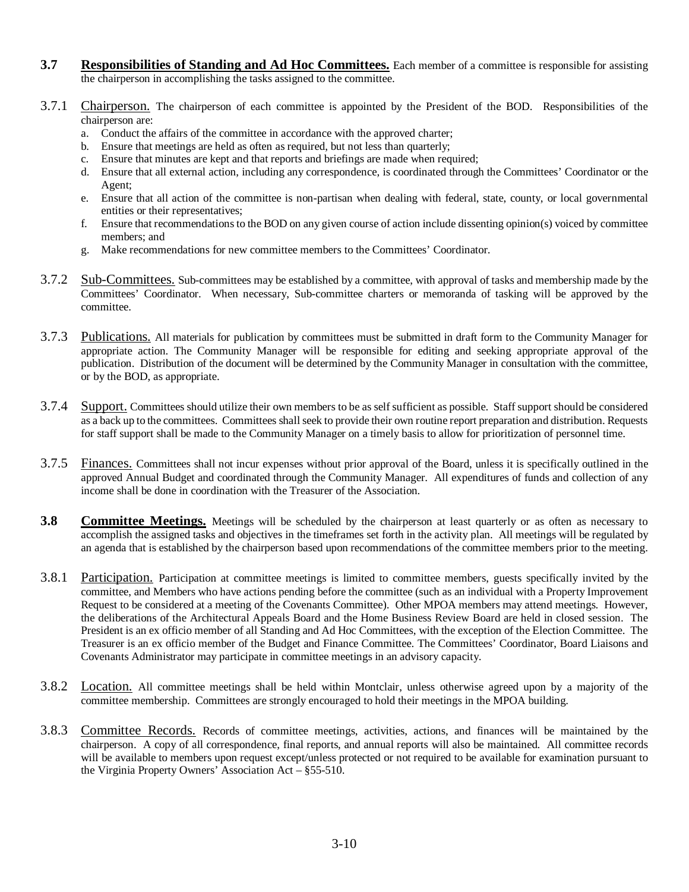**3.7 Responsibilities of Standing and Ad Hoc Committees.** Each member of a committee is responsible for assisting the chairperson in accomplishing the tasks assigned to the committee.

3.7.1 Chairperson. The chairperson of each committee is appointed by the President of the BOD. Responsibilities of the chairperson are:

a. Conduct the affairs of the committee in accordance with the approved charter;
b. Ensure that meetings are held as often as required, but not less than quarterly;
c. Ensure that minutes are kept and that reports and briefings are made when required;
d. Ensure that all external action, including any correspondence, is coordinated through the Committees' Coordinator or the Agent;
e. Ensure that all action of the committee is non-partisan when dealing with federal, state, county, or local governmental entities or their representatives;
f. Ensure that recommendations to the BOD on any given course of action include dissenting opinion(s) voiced by committee members; and
g. Make recommendations for new committee members to the Committees' Coordinator.

3.7.2 Sub-Committees. Sub-committees may be established by a committee, with approval of tasks and membership made by the Committees' Coordinator. When necessary, Sub-committee charters or memoranda of tasking will be approved by the committee.

3.7.3 Publications. All materials for publication by committees must be submitted in draft form to the Community Manager for appropriate action. The Community Manager will be responsible for editing and seeking appropriate approval of the publication. Distribution of the document will be determined by the Community Manager in consultation with the committee, or by the BOD, as appropriate.

3.7.4 Support. Committees should utilize their own members to be as self sufficient as possible. Staff support should be considered as a back up to the committees. Committees shall seek to provide their own routine report preparation and distribution. Requests for staff support shall be made to the Community Manager on a timely basis to allow for prioritization of personnel time.

3.7.5 Finances. Committees shall not incur expenses without prior approval of the Board, unless it is specifically outlined in the approved Annual Budget and coordinated through the Community Manager. All expenditures of funds and collection of any income shall be done in coordination with the Treasurer of the Association.

**3.8 Committee Meetings.** Meetings will be scheduled by the chairperson at least quarterly or as often as necessary to accomplish the assigned tasks and objectives in the timeframes set forth in the activity plan. All meetings will be regulated by an agenda that is established by the chairperson based upon recommendations of the committee members prior to the meeting.

3.8.1 Participation. Participation at committee meetings is limited to committee members, guests specifically invited by the committee, and Members who have actions pending before the committee (such as an individual with a Property Improvement Request to be considered at a meeting of the Covenants Committee). Other MPOA members may attend meetings. However, the deliberations of the Architectural Appeals Board and the Home Business Review Board are held in closed session. The President is an ex officio member of all Standing and Ad Hoc Committees, with the exception of the Election Committee. The Treasurer is an ex officio member of the Budget and Finance Committee. The Committees' Coordinator, Board Liaisons and Covenants Administrator may participate in committee meetings in an advisory capacity.

3.8.2 Location. All committee meetings shall be held within Montclair, unless otherwise agreed upon by a majority of the committee membership. Committees are strongly encouraged to hold their meetings in the MPOA building.

3.8.3 Committee Records. Records of committee meetings, activities, actions, and finances will be maintained by the chairperson. A copy of all correspondence, final reports, and annual reports will also be maintained. All committee records will be available to members upon request except/unless protected or not required to be available for examination pursuant to the Virginia Property Owners' Association Act – §55-510.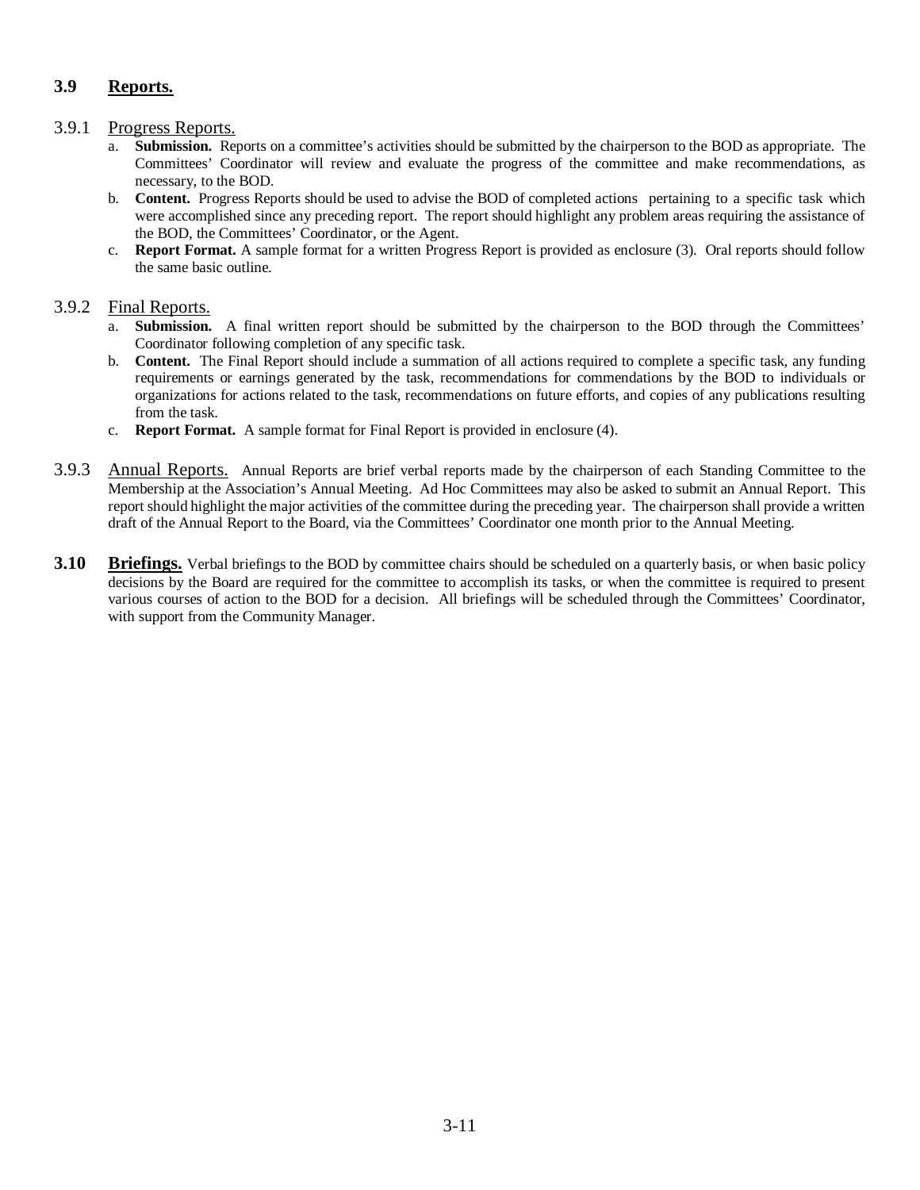## 3.9 Reports.

### 3.9.1 Progress Reports.

a. **Submission.** Reports on a committee's activities should be submitted by the chairperson to the BOD as appropriate. The Committees' Coordinator will review and evaluate the progress of the committee and make recommendations, as necessary, to the BOD.

b. **Content.** Progress Reports should be used to advise the BOD of completed actions pertaining to a specific task which were accomplished since any preceding report. The report should highlight any problem areas requiring the assistance of the BOD, the Committees' Coordinator, or the Agent.

c. **Report Format.** A sample format for a written Progress Report is provided as enclosure (3). Oral reports should follow the same basic outline.

### 3.9.2 Final Reports.

a. **Submission.** A final written report should be submitted by the chairperson to the BOD through the Committees' Coordinator following completion of any specific task.

b. **Content.** The Final Report should include a summation of all actions required to complete a specific task, any funding requirements or earnings generated by the task, recommendations for commendations by the BOD to individuals or organizations for actions related to the task, recommendations on future efforts, and copies of any publications resulting from the task.

c. **Report Format.** A sample format for Final Report is provided in enclosure (4).

### 3.9.3 Annual Reports.

Annual Reports are brief verbal reports made by the chairperson of each Standing Committee to the Membership at the Association's Annual Meeting. Ad Hoc Committees may also be asked to submit an Annual Report. This report should highlight the major activities of the committee during the preceding year. The chairperson shall provide a written draft of the Annual Report to the Board, via the Committees' Coordinator one month prior to the Annual Meeting.

## 3.10 Briefings.

Verbal briefings to the BOD by committee chairs should be scheduled on a quarterly basis, or when basic policy decisions by the Board are required for the committee to accomplish its tasks, or when the committee is required to present various courses of action to the BOD for a decision. All briefings will be scheduled through the Committees' Coordinator, with support from the Community Manager.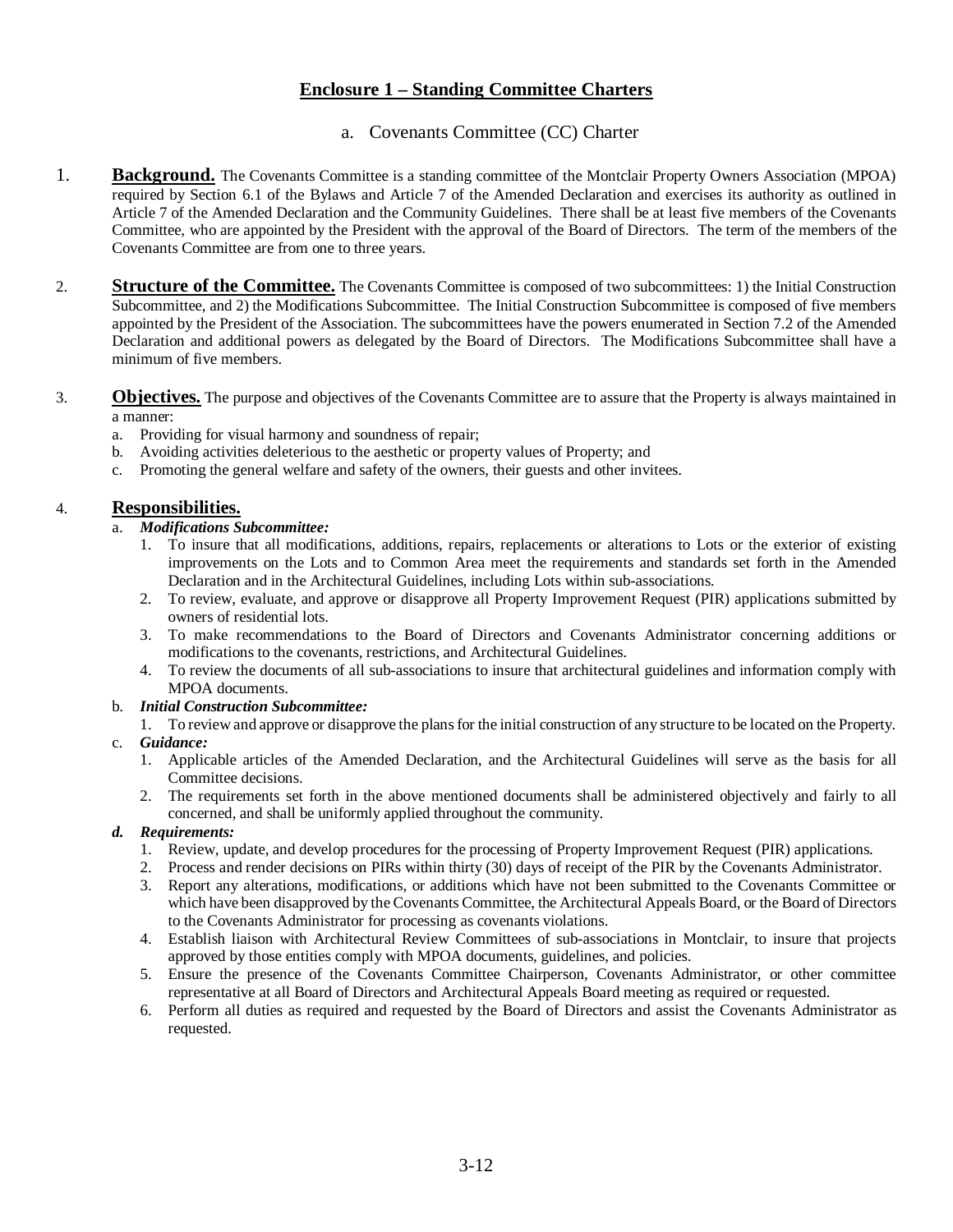## Enclosure 1 – Standing Committee Charters

### a. Covenants Committee (CC) Charter

1. **Background.** The Covenants Committee is a standing committee of the Montclair Property Owners Association (MPOA) required by Section 6.1 of the Bylaws and Article 7 of the Amended Declaration and exercises its authority as outlined in Article 7 of the Amended Declaration and the Community Guidelines. There shall be at least five members of the Covenants Committee, who are appointed by the President with the approval of the Board of Directors. The term of the members of the Covenants Committee are from one to three years.

2. **Structure of the Committee.** The Covenants Committee is composed of two subcommittees: 1) the Initial Construction Subcommittee, and 2) the Modifications Subcommittee. The Initial Construction Subcommittee is composed of five members appointed by the President of the Association. The subcommittees have the powers enumerated in Section 7.2 of the Amended Declaration and additional powers as delegated by the Board of Directors. The Modifications Subcommittee shall have a minimum of five members.

3. **Objectives.** The purpose and objectives of the Covenants Committee are to assure that the Property is always maintained in a manner:
   a. Providing for visual harmony and soundness of repair;
   b. Avoiding activities deleterious to the aesthetic or property values of Property; and
   c. Promoting the general welfare and safety of the owners, their guests and other invitees.

4. **Responsibilities.**
   a. ***Modifications Subcommittee:***
      1. To insure that all modifications, additions, repairs, replacements or alterations to Lots or the exterior of existing improvements on the Lots and to Common Area meet the requirements and standards set forth in the Amended Declaration and in the Architectural Guidelines, including Lots within sub-associations.
      2. To review, evaluate, and approve or disapprove all Property Improvement Request (PIR) applications submitted by owners of residential lots.
      3. To make recommendations to the Board of Directors and Covenants Administrator concerning additions or modifications to the covenants, restrictions, and Architectural Guidelines.
      4. To review the documents of all sub-associations to insure that architectural guidelines and information comply with MPOA documents.

   b. ***Initial Construction Subcommittee:***
      1. To review and approve or disapprove the plans for the initial construction of any structure to be located on the Property.

   c. ***Guidance:***
      1. Applicable articles of the Amended Declaration, and the Architectural Guidelines will serve as the basis for all Committee decisions.
      2. The requirements set forth in the above mentioned documents shall be administered objectively and fairly to all concerned, and shall be uniformly applied throughout the community.

   ***d. Requirements:***
      1. Review, update, and develop procedures for the processing of Property Improvement Request (PIR) applications.
      2. Process and render decisions on PIRs within thirty (30) days of receipt of the PIR by the Covenants Administrator.
      3. Report any alterations, modifications, or additions which have not been submitted to the Covenants Committee or which have been disapproved by the Covenants Committee, the Architectural Appeals Board, or the Board of Directors to the Covenants Administrator for processing as covenants violations.
      4. Establish liaison with Architectural Review Committees of sub-associations in Montclair, to insure that projects approved by those entities comply with MPOA documents, guidelines, and policies.
      5. Ensure the presence of the Covenants Committee Chairperson, Covenants Administrator, or other committee representative at all Board of Directors and Architectural Appeals Board meeting as required or requested.
      6. Perform all duties as required and requested by the Board of Directors and assist the Covenants Administrator as requested.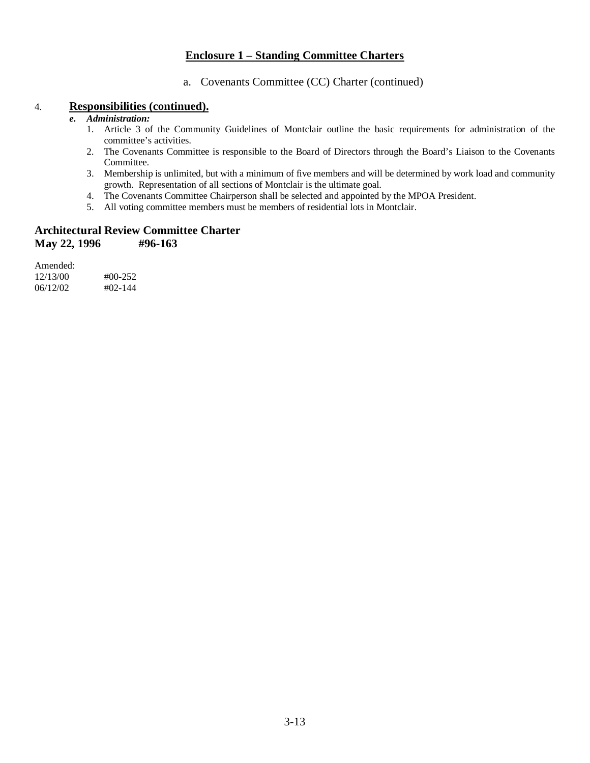## Enclosure 1 – Standing Committee Charters

a. Covenants Committee (CC) Charter (continued)

4. **Responsibilities (continued).**

   ***e. Administration:***

   1. Article 3 of the Community Guidelines of Montclair outline the basic requirements for administration of the committee's activities.
   2. The Covenants Committee is responsible to the Board of Directors through the Board's Liaison to the Covenants Committee.
   3. Membership is unlimited, but with a minimum of five members and will be determined by work load and community growth. Representation of all sections of Montclair is the ultimate goal.
   4. The Covenants Committee Chairperson shall be selected and appointed by the MPOA President.
   5. All voting committee members must be members of residential lots in Montclair.

**Architectural Review Committee Charter**
**May 22, 1996 #96-163**

Amended:
12/13/00 #00-252
06/12/02 #02-144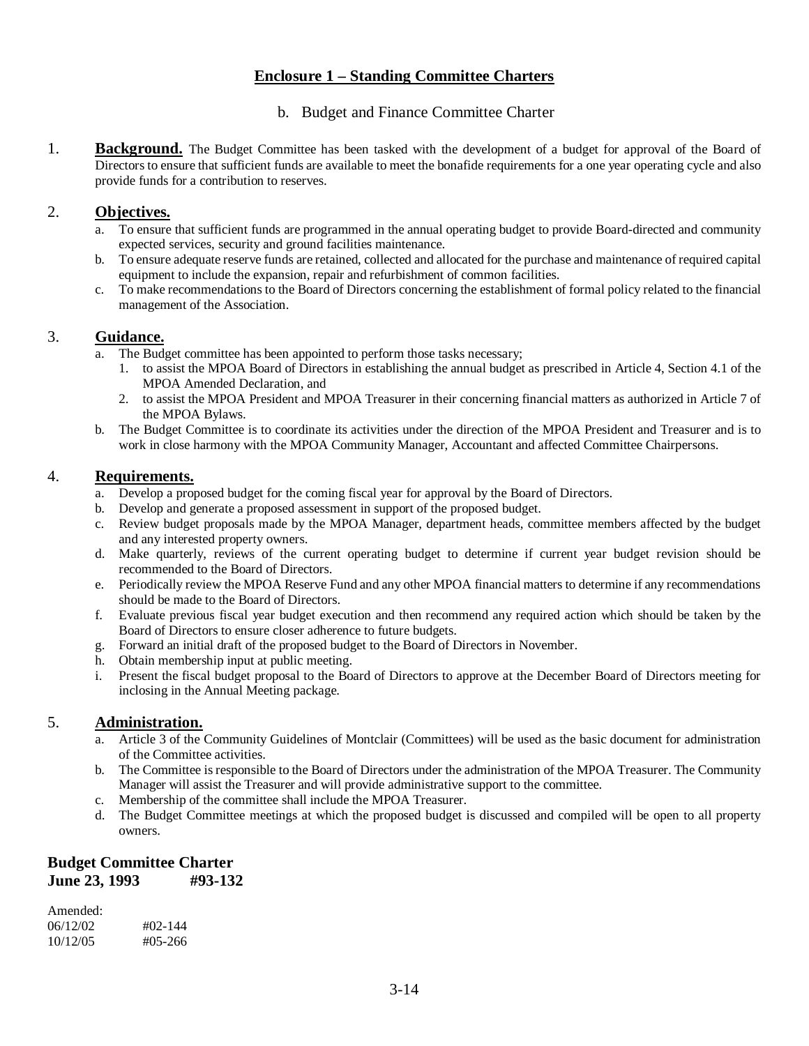## Enclosure 1 – Standing Committee Charters

### b. Budget and Finance Committee Charter

1. **Background.** The Budget Committee has been tasked with the development of a budget for approval of the Board of Directors to ensure that sufficient funds are available to meet the bonafide requirements for a one year operating cycle and also provide funds for a contribution to reserves.

2. **Objectives.**
   a. To ensure that sufficient funds are programmed in the annual operating budget to provide Board-directed and community expected services, security and ground facilities maintenance.
   b. To ensure adequate reserve funds are retained, collected and allocated for the purchase and maintenance of required capital equipment to include the expansion, repair and refurbishment of common facilities.
   c. To make recommendations to the Board of Directors concerning the establishment of formal policy related to the financial management of the Association.

3. **Guidance.**
   a. The Budget committee has been appointed to perform those tasks necessary;
      1. to assist the MPOA Board of Directors in establishing the annual budget as prescribed in Article 4, Section 4.1 of the MPOA Amended Declaration, and
      2. to assist the MPOA President and MPOA Treasurer in their concerning financial matters as authorized in Article 7 of the MPOA Bylaws.
   b. The Budget Committee is to coordinate its activities under the direction of the MPOA President and Treasurer and is to work in close harmony with the MPOA Community Manager, Accountant and affected Committee Chairpersons.

4. **Requirements.**
   a. Develop a proposed budget for the coming fiscal year for approval by the Board of Directors.
   b. Develop and generate a proposed assessment in support of the proposed budget.
   c. Review budget proposals made by the MPOA Manager, department heads, committee members affected by the budget and any interested property owners.
   d. Make quarterly, reviews of the current operating budget to determine if current year budget revision should be recommended to the Board of Directors.
   e. Periodically review the MPOA Reserve Fund and any other MPOA financial matters to determine if any recommendations should be made to the Board of Directors.
   f. Evaluate previous fiscal year budget execution and then recommend any required action which should be taken by the Board of Directors to ensure closer adherence to future budgets.
   g. Forward an initial draft of the proposed budget to the Board of Directors in November.
   h. Obtain membership input at public meeting.
   i. Present the fiscal budget proposal to the Board of Directors to approve at the December Board of Directors meeting for inclosing in the Annual Meeting package.

5. **Administration.**
   a. Article 3 of the Community Guidelines of Montclair (Committees) will be used as the basic document for administration of the Committee activities.
   b. The Committee is responsible to the Board of Directors under the administration of the MPOA Treasurer. The Community Manager will assist the Treasurer and will provide administrative support to the committee.
   c. Membership of the committee shall include the MPOA Treasurer.
   d. The Budget Committee meetings at which the proposed budget is discussed and compiled will be open to all property owners.

**Budget Committee Charter**
**June 23, 1993 #93-132**

Amended:
06/12/02 #02-144
10/12/05 #05-266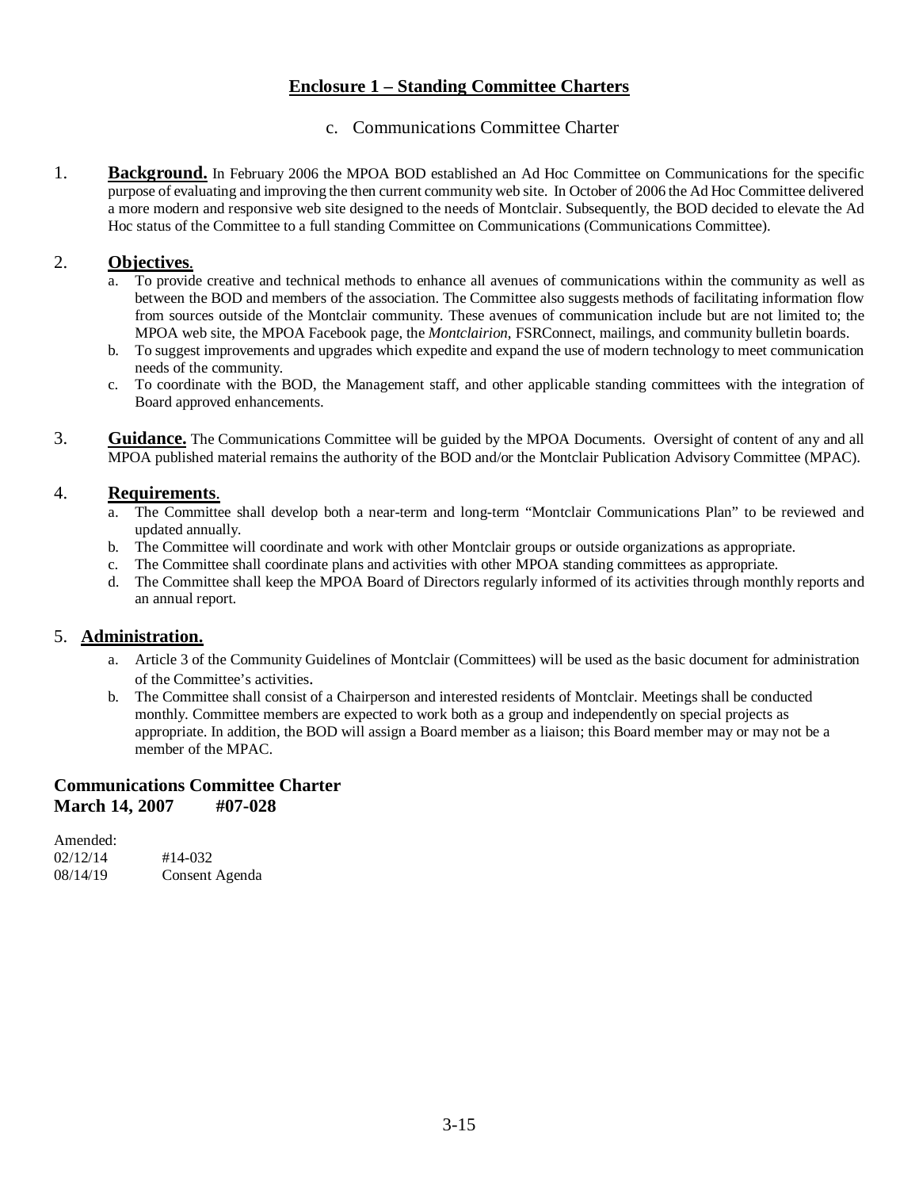## Enclosure 1 – Standing Committee Charters

### c. Communications Committee Charter

1. **Background.** In February 2006 the MPOA BOD established an Ad Hoc Committee on Communications for the specific purpose of evaluating and improving the then current community web site. In October of 2006 the Ad Hoc Committee delivered a more modern and responsive web site designed to the needs of Montclair. Subsequently, the BOD decided to elevate the Ad Hoc status of the Committee to a full standing Committee on Communications (Communications Committee).

2. **Objectives.**
   a. To provide creative and technical methods to enhance all avenues of communications within the community as well as between the BOD and members of the association. The Committee also suggests methods of facilitating information flow from sources outside of the Montclair community. These avenues of communication include but are not limited to; the MPOA web site, the MPOA Facebook page, the *Montclairion*, FSRConnect, mailings, and community bulletin boards.
   b. To suggest improvements and upgrades which expedite and expand the use of modern technology to meet communication needs of the community.
   c. To coordinate with the BOD, the Management staff, and other applicable standing committees with the integration of Board approved enhancements.

3. **Guidance.** The Communications Committee will be guided by the MPOA Documents. Oversight of content of any and all MPOA published material remains the authority of the BOD and/or the Montclair Publication Advisory Committee (MPAC).

4. **Requirements.**
   a. The Committee shall develop both a near-term and long-term "Montclair Communications Plan" to be reviewed and updated annually.
   b. The Committee will coordinate and work with other Montclair groups or outside organizations as appropriate.
   c. The Committee shall coordinate plans and activities with other MPOA standing committees as appropriate.
   d. The Committee shall keep the MPOA Board of Directors regularly informed of its activities through monthly reports and an annual report.

5. **Administration.**
   a. Article 3 of the Community Guidelines of Montclair (Committees) will be used as the basic document for administration of the Committee's activities.
   b. The Committee shall consist of a Chairperson and interested residents of Montclair. Meetings shall be conducted monthly. Committee members are expected to work both as a group and independently on special projects as appropriate. In addition, the BOD will assign a Board member as a liaison; this Board member may or may not be a member of the MPAC.

**Communications Committee Charter**
**March 14, 2007 #07-028**

Amended:
02/12/14 #14-032
08/14/19 Consent Agenda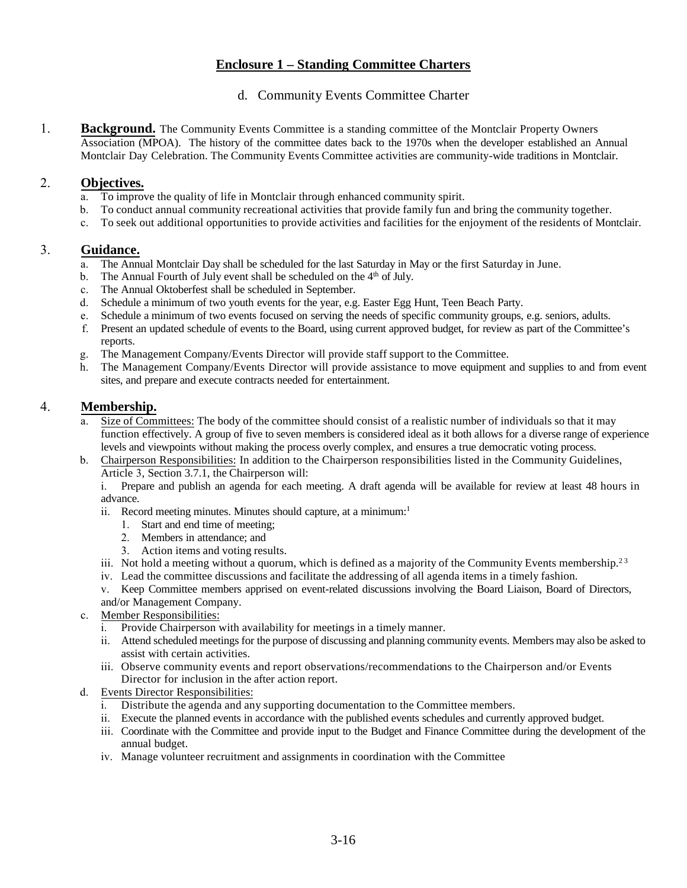## Enclosure 1 – Standing Committee Charters

### d. Community Events Committee Charter

1. **Background.** The Community Events Committee is a standing committee of the Montclair Property Owners Association (MPOA). The history of the committee dates back to the 1970s when the developer established an Annual Montclair Day Celebration. The Community Events Committee activities are community-wide traditions in Montclair.

2. **Objectives.**
   a. To improve the quality of life in Montclair through enhanced community spirit.
   b. To conduct annual community recreational activities that provide family fun and bring the community together.
   c. To seek out additional opportunities to provide activities and facilities for the enjoyment of the residents of Montclair.

3. **Guidance.**
   a. The Annual Montclair Day shall be scheduled for the last Saturday in May or the first Saturday in June.
   b. The Annual Fourth of July event shall be scheduled on the 4th of July.
   c. The Annual Oktoberfest shall be scheduled in September.
   d. Schedule a minimum of two youth events for the year, e.g. Easter Egg Hunt, Teen Beach Party.
   e. Schedule a minimum of two events focused on serving the needs of specific community groups, e.g. seniors, adults.
   f. Present an updated schedule of events to the Board, using current approved budget, for review as part of the Committee's reports.
   g. The Management Company/Events Director will provide staff support to the Committee.
   h. The Management Company/Events Director will provide assistance to move equipment and supplies to and from event sites, and prepare and execute contracts needed for entertainment.

4. **Membership.**
   a. Size of Committees: The body of the committee should consist of a realistic number of individuals so that it may function effectively. A group of five to seven members is considered ideal as it both allows for a diverse range of experience levels and viewpoints without making the process overly complex, and ensures a true democratic voting process.
   b. Chairperson Responsibilities: In addition to the Chairperson responsibilities listed in the Community Guidelines, Article 3, Section 3.7.1, the Chairperson will:
      i. Prepare and publish an agenda for each meeting. A draft agenda will be available for review at least 48 hours in advance.
      ii. Record meeting minutes. Minutes should capture, at a minimum:[1]
         1. Start and end time of meeting;
         2. Members in attendance; and
         3. Action items and voting results.
      iii. Not hold a meeting without a quorum, which is defined as a majority of the Community Events membership.[2 3]
      iv. Lead the committee discussions and facilitate the addressing of all agenda items in a timely fashion.
      v. Keep Committee members apprised on event-related discussions involving the Board Liaison, Board of Directors, and/or Management Company.
   c. Member Responsibilities:
      i. Provide Chairperson with availability for meetings in a timely manner.
      ii. Attend scheduled meetings for the purpose of discussing and planning community events. Members may also be asked to assist with certain activities.
      iii. Observe community events and report observations/recommendations to the Chairperson and/or Events Director for inclusion in the after action report.
   d. Events Director Responsibilities:
      i. Distribute the agenda and any supporting documentation to the Committee members.
      ii. Execute the planned events in accordance with the published events schedules and currently approved budget.
      iii. Coordinate with the Committee and provide input to the Budget and Finance Committee during the development of the annual budget.
      iv. Manage volunteer recruitment and assignments in coordination with the Committee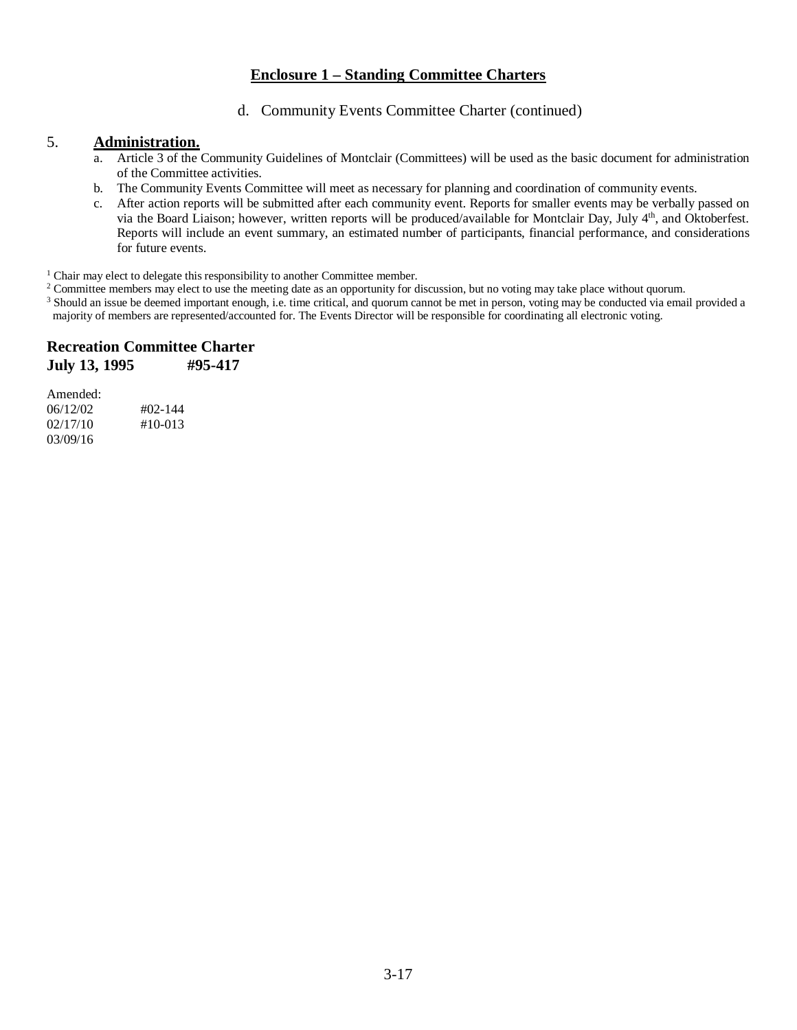## Enclosure 1 – Standing Committee Charters

d. Community Events Committee Charter (continued)

### 5. **Administration.**

a. Article 3 of the Community Guidelines of Montclair (Committees) will be used as the basic document for administration of the Committee activities.

b. The Community Events Committee will meet as necessary for planning and coordination of community events.

c. After action reports will be submitted after each community event. Reports for smaller events may be verbally passed on via the Board Liaison; however, written reports will be produced/available for Montclair Day, July 4th, and Oktoberfest. Reports will include an event summary, an estimated number of participants, financial performance, and considerations for future events.

[1] Chair may elect to delegate this responsibility to another Committee member.
[2] Committee members may elect to use the meeting date as an opportunity for discussion, but no voting may take place without quorum.
[3] Should an issue be deemed important enough, i.e. time critical, and quorum cannot be met in person, voting may be conducted via email provided a majority of members are represented/accounted for. The Events Director will be responsible for coordinating all electronic voting.

**Recreation Committee Charter**
**July 13, 1995 #95-417**

Amended:
06/12/02 #02-144
02/17/10 #10-013
03/09/16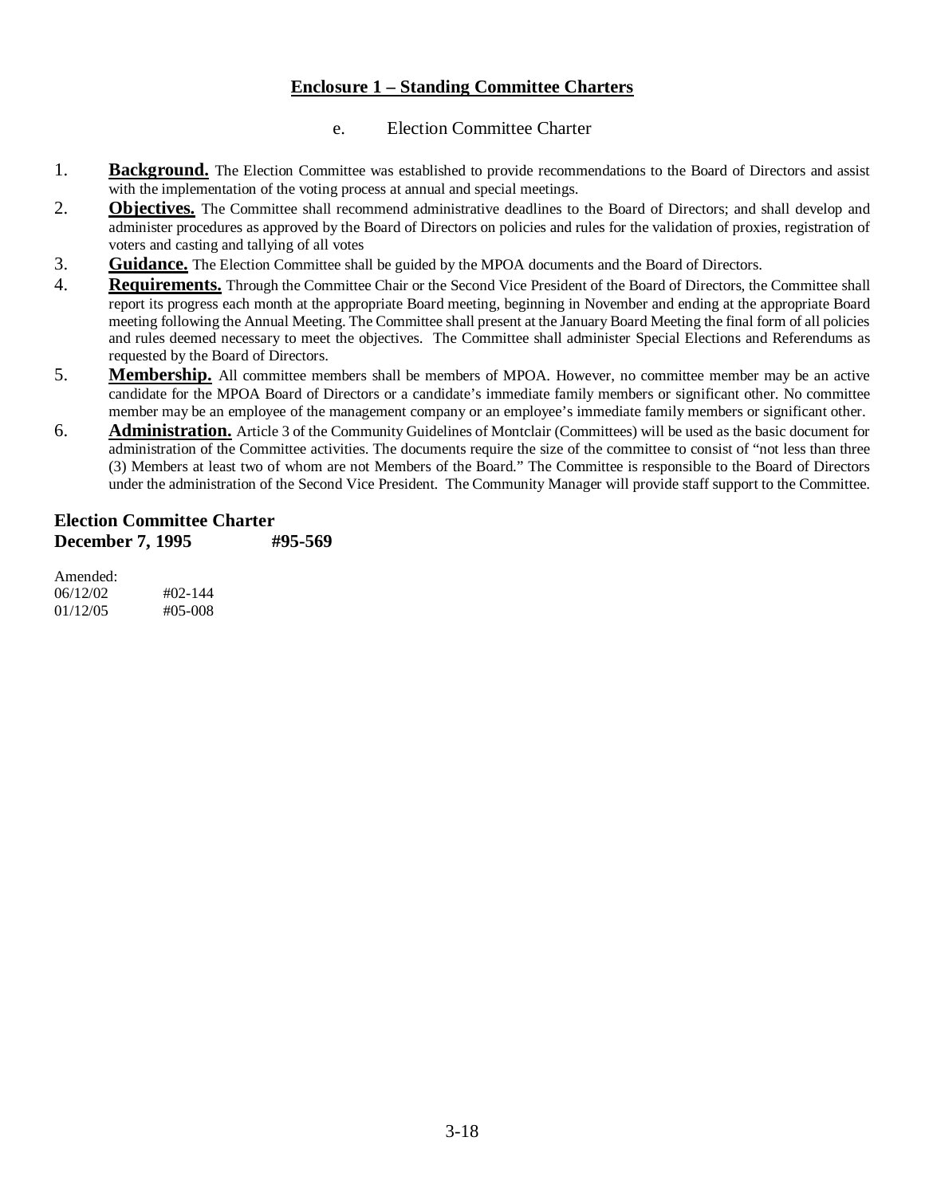## Enclosure 1 – Standing Committee Charters

### e. Election Committee Charter

1. **Background.** The Election Committee was established to provide recommendations to the Board of Directors and assist with the implementation of the voting process at annual and special meetings.
2. **Objectives.** The Committee shall recommend administrative deadlines to the Board of Directors; and shall develop and administer procedures as approved by the Board of Directors on policies and rules for the validation of proxies, registration of voters and casting and tallying of all votes
3. **Guidance.** The Election Committee shall be guided by the MPOA documents and the Board of Directors.
4. **Requirements.** Through the Committee Chair or the Second Vice President of the Board of Directors, the Committee shall report its progress each month at the appropriate Board meeting, beginning in November and ending at the appropriate Board meeting following the Annual Meeting. The Committee shall present at the January Board Meeting the final form of all policies and rules deemed necessary to meet the objectives. The Committee shall administer Special Elections and Referendums as requested by the Board of Directors.
5. **Membership.** All committee members shall be members of MPOA. However, no committee member may be an active candidate for the MPOA Board of Directors or a candidate's immediate family members or significant other. No committee member may be an employee of the management company or an employee's immediate family members or significant other.
6. **Administration.** Article 3 of the Community Guidelines of Montclair (Committees) will be used as the basic document for administration of the Committee activities. The documents require the size of the committee to consist of "not less than three (3) Members at least two of whom are not Members of the Board." The Committee is responsible to the Board of Directors under the administration of the Second Vice President. The Community Manager will provide staff support to the Committee.

**Election Committee Charter**
**December 7, 1995 #95-569**

Amended:
06/12/02 #02-144
01/12/05 #05-008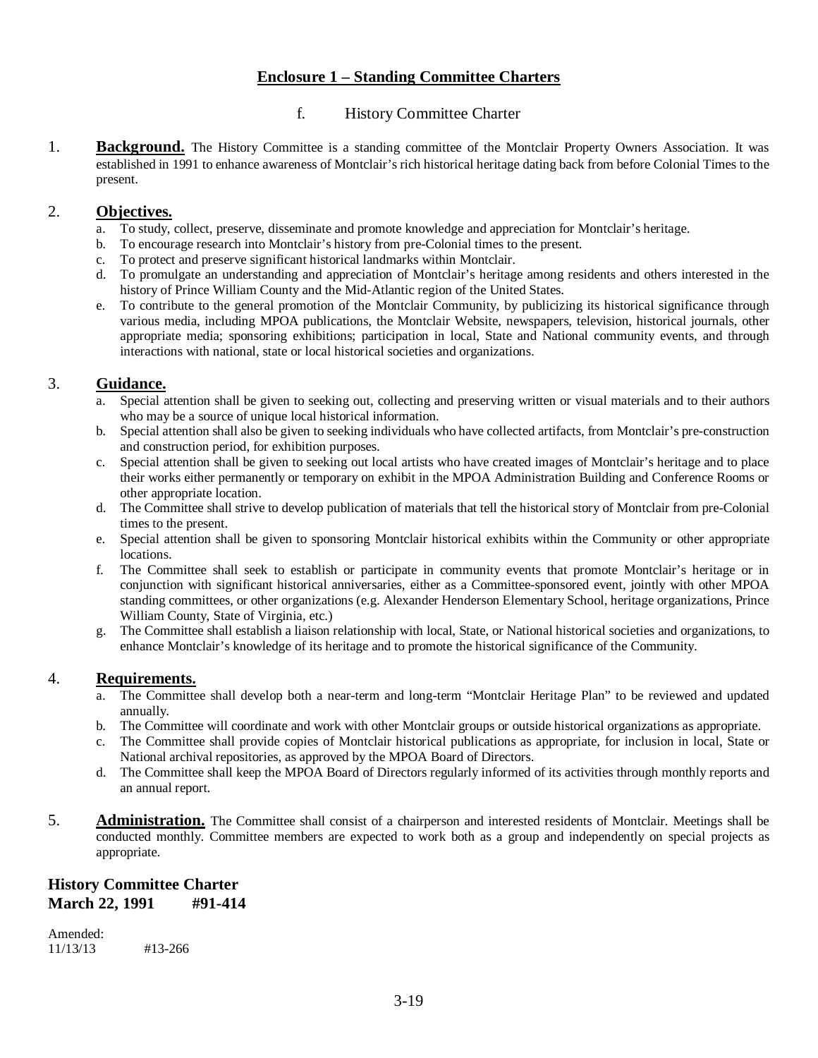## Enclosure 1 – Standing Committee Charters

### f. History Committee Charter

1. **Background.** The History Committee is a standing committee of the Montclair Property Owners Association. It was established in 1991 to enhance awareness of Montclair's rich historical heritage dating back from before Colonial Times to the present.

2. **Objectives.**
   a. To study, collect, preserve, disseminate and promote knowledge and appreciation for Montclair's heritage.
   b. To encourage research into Montclair's history from pre-Colonial times to the present.
   c. To protect and preserve significant historical landmarks within Montclair.
   d. To promulgate an understanding and appreciation of Montclair's heritage among residents and others interested in the history of Prince William County and the Mid-Atlantic region of the United States.
   e. To contribute to the general promotion of the Montclair Community, by publicizing its historical significance through various media, including MPOA publications, the Montclair Website, newspapers, television, historical journals, other appropriate media; sponsoring exhibitions; participation in local, State and National community events, and through interactions with national, state or local historical societies and organizations.

3. **Guidance.**
   a. Special attention shall be given to seeking out, collecting and preserving written or visual materials and to their authors who may be a source of unique local historical information.
   b. Special attention shall also be given to seeking individuals who have collected artifacts, from Montclair's pre-construction and construction period, for exhibition purposes.
   c. Special attention shall be given to seeking out local artists who have created images of Montclair's heritage and to place their works either permanently or temporary on exhibit in the MPOA Administration Building and Conference Rooms or other appropriate location.
   d. The Committee shall strive to develop publication of materials that tell the historical story of Montclair from pre-Colonial times to the present.
   e. Special attention shall be given to sponsoring Montclair historical exhibits within the Community or other appropriate locations.
   f. The Committee shall seek to establish or participate in community events that promote Montclair's heritage or in conjunction with significant historical anniversaries, either as a Committee-sponsored event, jointly with other MPOA standing committees, or other organizations (e.g. Alexander Henderson Elementary School, heritage organizations, Prince William County, State of Virginia, etc.)
   g. The Committee shall establish a liaison relationship with local, State, or National historical societies and organizations, to enhance Montclair's knowledge of its heritage and to promote the historical significance of the Community.

4. **Requirements.**
   a. The Committee shall develop both a near-term and long-term "Montclair Heritage Plan" to be reviewed and updated annually.
   b. The Committee will coordinate and work with other Montclair groups or outside historical organizations as appropriate.
   c. The Committee shall provide copies of Montclair historical publications as appropriate, for inclusion in local, State or National archival repositories, as approved by the MPOA Board of Directors.
   d. The Committee shall keep the MPOA Board of Directors regularly informed of its activities through monthly reports and an annual report.

5. **Administration.** The Committee shall consist of a chairperson and interested residents of Montclair. Meetings shall be conducted monthly. Committee members are expected to work both as a group and independently on special projects as appropriate.

**History Committee Charter**
**March 22, 1991 #91-414**

Amended:
11/13/13 #13-266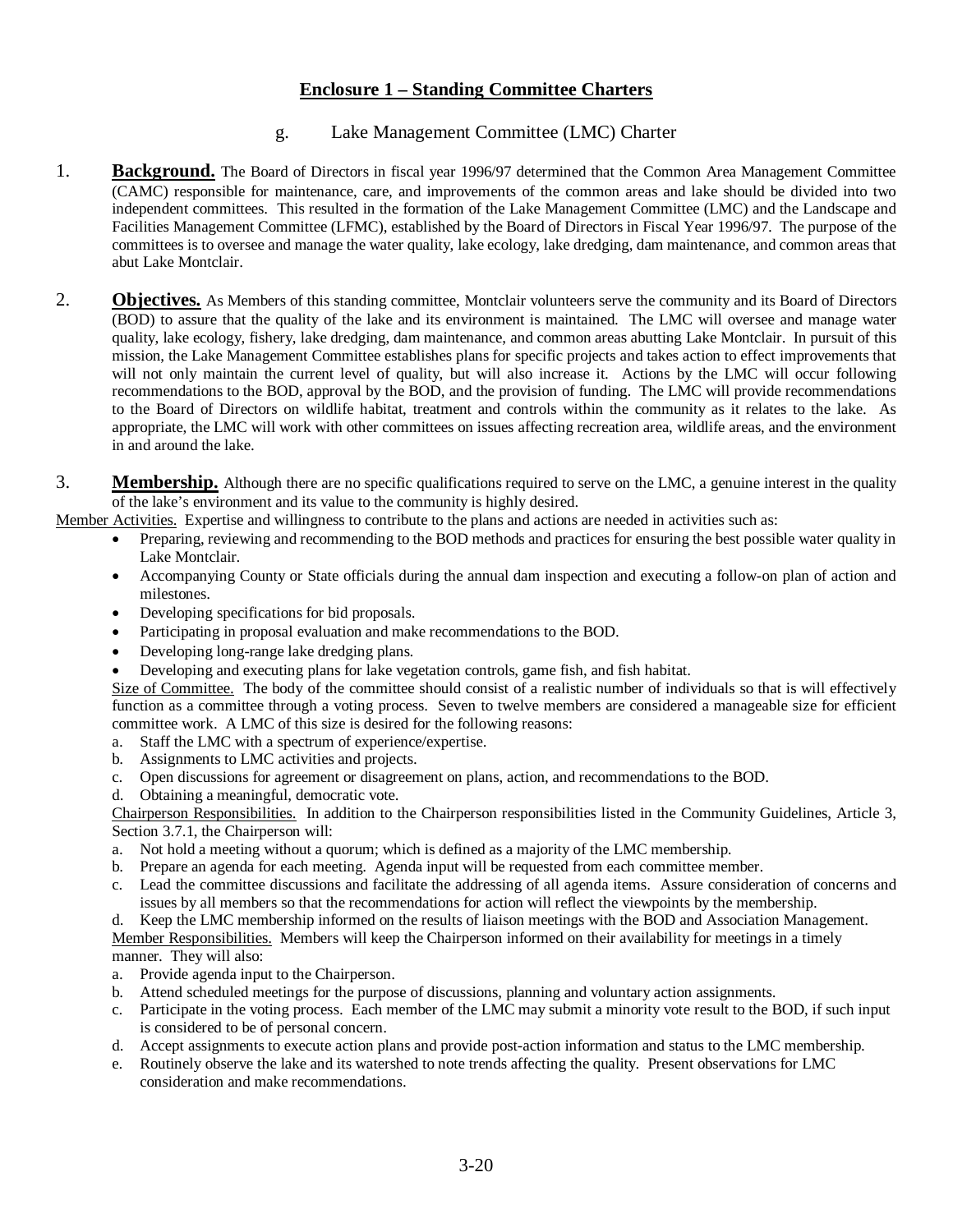## Enclosure 1 – Standing Committee Charters

### g. Lake Management Committee (LMC) Charter

1. **Background.** The Board of Directors in fiscal year 1996/97 determined that the Common Area Management Committee (CAMC) responsible for maintenance, care, and improvements of the common areas and lake should be divided into two independent committees. This resulted in the formation of the Lake Management Committee (LMC) and the Landscape and Facilities Management Committee (LFMC), established by the Board of Directors in Fiscal Year 1996/97. The purpose of the committees is to oversee and manage the water quality, lake ecology, lake dredging, dam maintenance, and common areas that abut Lake Montclair.

2. **Objectives.** As Members of this standing committee, Montclair volunteers serve the community and its Board of Directors (BOD) to assure that the quality of the lake and its environment is maintained. The LMC will oversee and manage water quality, lake ecology, fishery, lake dredging, dam maintenance, and common areas abutting Lake Montclair. In pursuit of this mission, the Lake Management Committee establishes plans for specific projects and takes action to effect improvements that will not only maintain the current level of quality, but will also increase it. Actions by the LMC will occur following recommendations to the BOD, approval by the BOD, and the provision of funding. The LMC will provide recommendations to the Board of Directors on wildlife habitat, treatment and controls within the community as it relates to the lake. As appropriate, the LMC will work with other committees on issues affecting recreation area, wildlife areas, and the environment in and around the lake.

3. **Membership.** Although there are no specific qualifications required to serve on the LMC, a genuine interest in the quality of the lake's environment and its value to the community is highly desired.

Member Activities. Expertise and willingness to contribute to the plans and actions are needed in activities such as:

- Preparing, reviewing and recommending to the BOD methods and practices for ensuring the best possible water quality in Lake Montclair.
- Accompanying County or State officials during the annual dam inspection and executing a follow-on plan of action and milestones.
- Developing specifications for bid proposals.
- Participating in proposal evaluation and make recommendations to the BOD.
- Developing long-range lake dredging plans.
- Developing and executing plans for lake vegetation controls, game fish, and fish habitat.

Size of Committee. The body of the committee should consist of a realistic number of individuals so that is will effectively function as a committee through a voting process. Seven to twelve members are considered a manageable size for efficient committee work. A LMC of this size is desired for the following reasons:

a. Staff the LMC with a spectrum of experience/expertise.
b. Assignments to LMC activities and projects.
c. Open discussions for agreement or disagreement on plans, action, and recommendations to the BOD.
d. Obtaining a meaningful, democratic vote.

Chairperson Responsibilities. In addition to the Chairperson responsibilities listed in the Community Guidelines, Article 3, Section 3.7.1, the Chairperson will:

a. Not hold a meeting without a quorum; which is defined as a majority of the LMC membership.
b. Prepare an agenda for each meeting. Agenda input will be requested from each committee member.
c. Lead the committee discussions and facilitate the addressing of all agenda items. Assure consideration of concerns and issues by all members so that the recommendations for action will reflect the viewpoints by the membership.
d. Keep the LMC membership informed on the results of liaison meetings with the BOD and Association Management.

Member Responsibilities. Members will keep the Chairperson informed on their availability for meetings in a timely manner. They will also:

a. Provide agenda input to the Chairperson.
b. Attend scheduled meetings for the purpose of discussions, planning and voluntary action assignments.
c. Participate in the voting process. Each member of the LMC may submit a minority vote result to the BOD, if such input is considered to be of personal concern.
d. Accept assignments to execute action plans and provide post-action information and status to the LMC membership.
e. Routinely observe the lake and its watershed to note trends affecting the quality. Present observations for LMC consideration and make recommendations.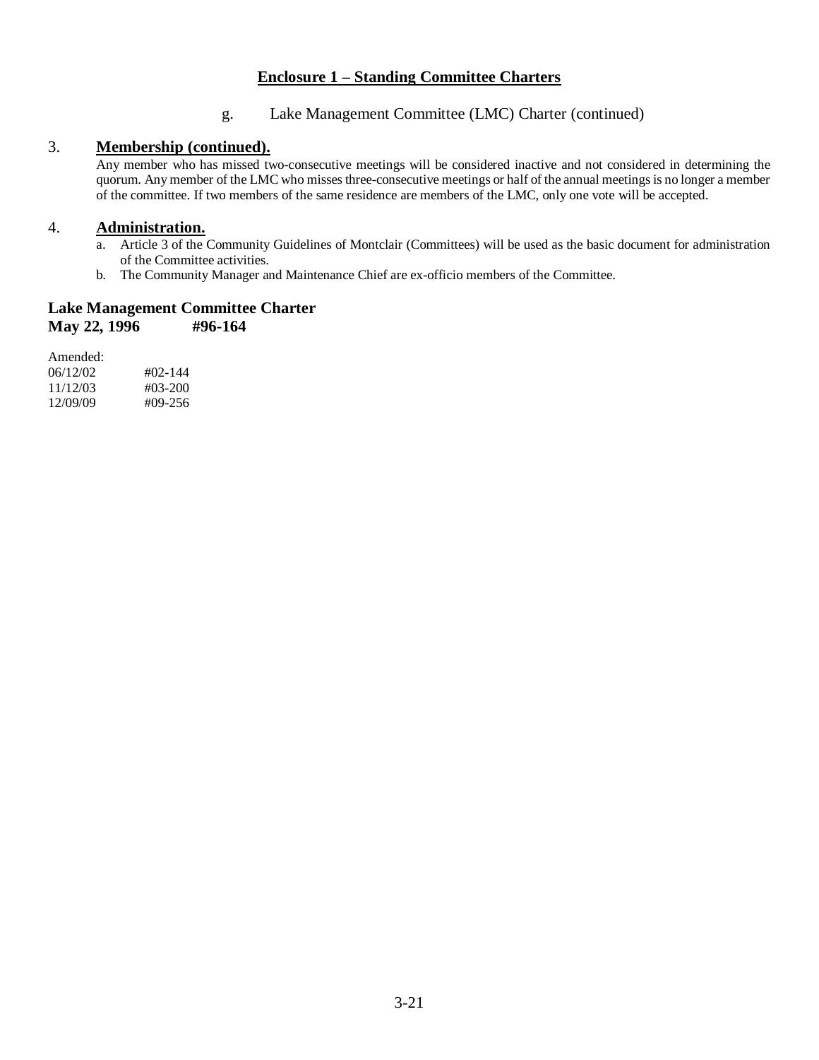## Enclosure 1 – Standing Committee Charters

g. Lake Management Committee (LMC) Charter (continued)

3. **Membership (continued).**

Any member who has missed two-consecutive meetings will be considered inactive and not considered in determining the quorum. Any member of the LMC who misses three-consecutive meetings or half of the annual meetings is no longer a member of the committee. If two members of the same residence are members of the LMC, only one vote will be accepted.

4. **Administration.**

a. Article 3 of the Community Guidelines of Montclair (Committees) will be used as the basic document for administration of the Committee activities.

b. The Community Manager and Maintenance Chief are ex-officio members of the Committee.

**Lake Management Committee Charter**
**May 22, 1996 #96-164**

Amended:

| | |
|---|---|
| 06/12/02 | #02-144 |
| 11/12/03 | #03-200 |
| 12/09/09 | #09-256 |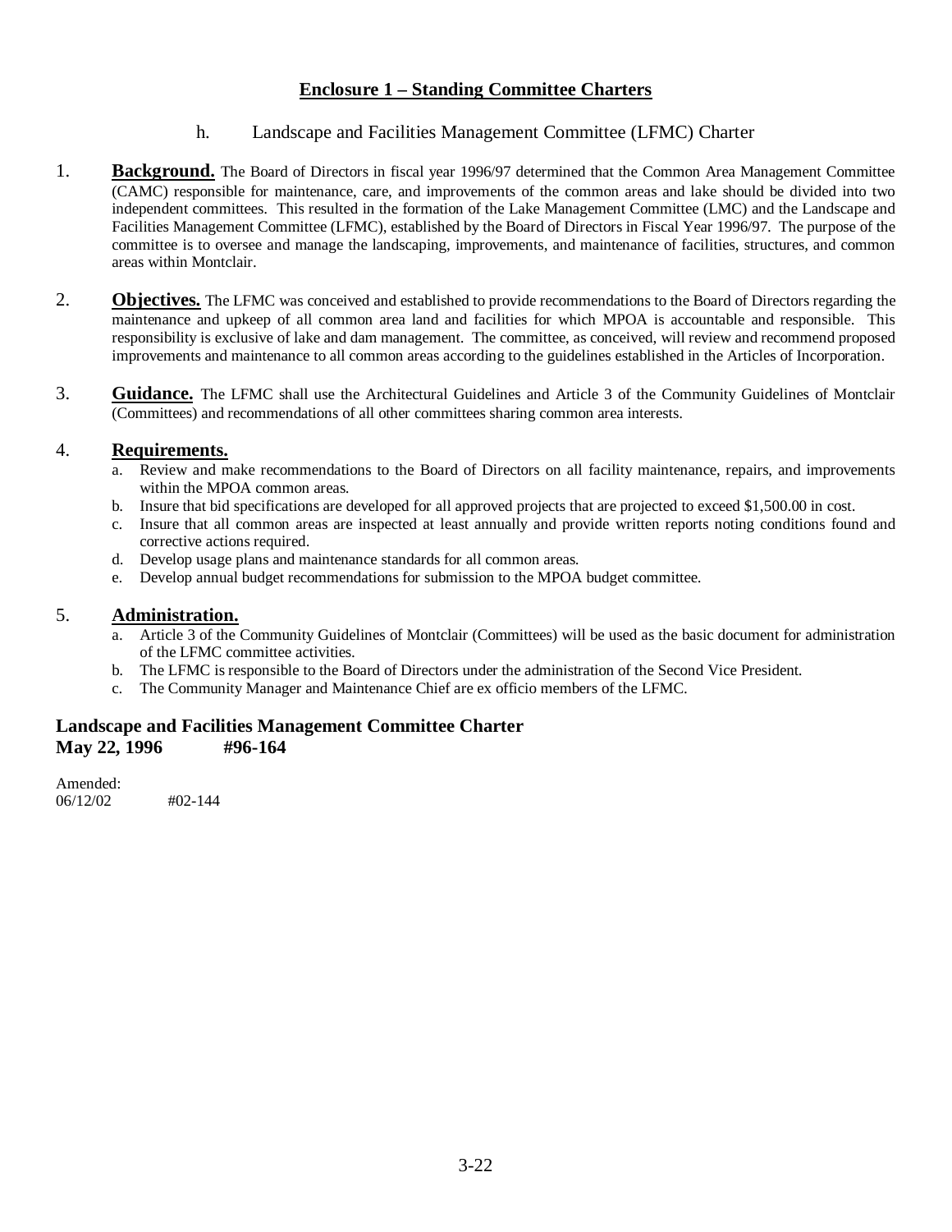## Enclosure 1 – Standing Committee Charters

### h. Landscape and Facilities Management Committee (LFMC) Charter

1. **Background.** The Board of Directors in fiscal year 1996/97 determined that the Common Area Management Committee (CAMC) responsible for maintenance, care, and improvements of the common areas and lake should be divided into two independent committees. This resulted in the formation of the Lake Management Committee (LMC) and the Landscape and Facilities Management Committee (LFMC), established by the Board of Directors in Fiscal Year 1996/97. The purpose of the committee is to oversee and manage the landscaping, improvements, and maintenance of facilities, structures, and common areas within Montclair.

2. **Objectives.** The LFMC was conceived and established to provide recommendations to the Board of Directors regarding the maintenance and upkeep of all common area land and facilities for which MPOA is accountable and responsible. This responsibility is exclusive of lake and dam management. The committee, as conceived, will review and recommend proposed improvements and maintenance to all common areas according to the guidelines established in the Articles of Incorporation.

3. **Guidance.** The LFMC shall use the Architectural Guidelines and Article 3 of the Community Guidelines of Montclair (Committees) and recommendations of all other committees sharing common area interests.

4. **Requirements.**
   a. Review and make recommendations to the Board of Directors on all facility maintenance, repairs, and improvements within the MPOA common areas.
   b. Insure that bid specifications are developed for all approved projects that are projected to exceed $1,500.00 in cost.
   c. Insure that all common areas are inspected at least annually and provide written reports noting conditions found and corrective actions required.
   d. Develop usage plans and maintenance standards for all common areas.
   e. Develop annual budget recommendations for submission to the MPOA budget committee.

5. **Administration.**
   a. Article 3 of the Community Guidelines of Montclair (Committees) will be used as the basic document for administration of the LFMC committee activities.
   b. The LFMC is responsible to the Board of Directors under the administration of the Second Vice President.
   c. The Community Manager and Maintenance Chief are ex officio members of the LFMC.

**Landscape and Facilities Management Committee Charter**
**May 22, 1996 #96-164**

Amended:
06/12/02 #02-144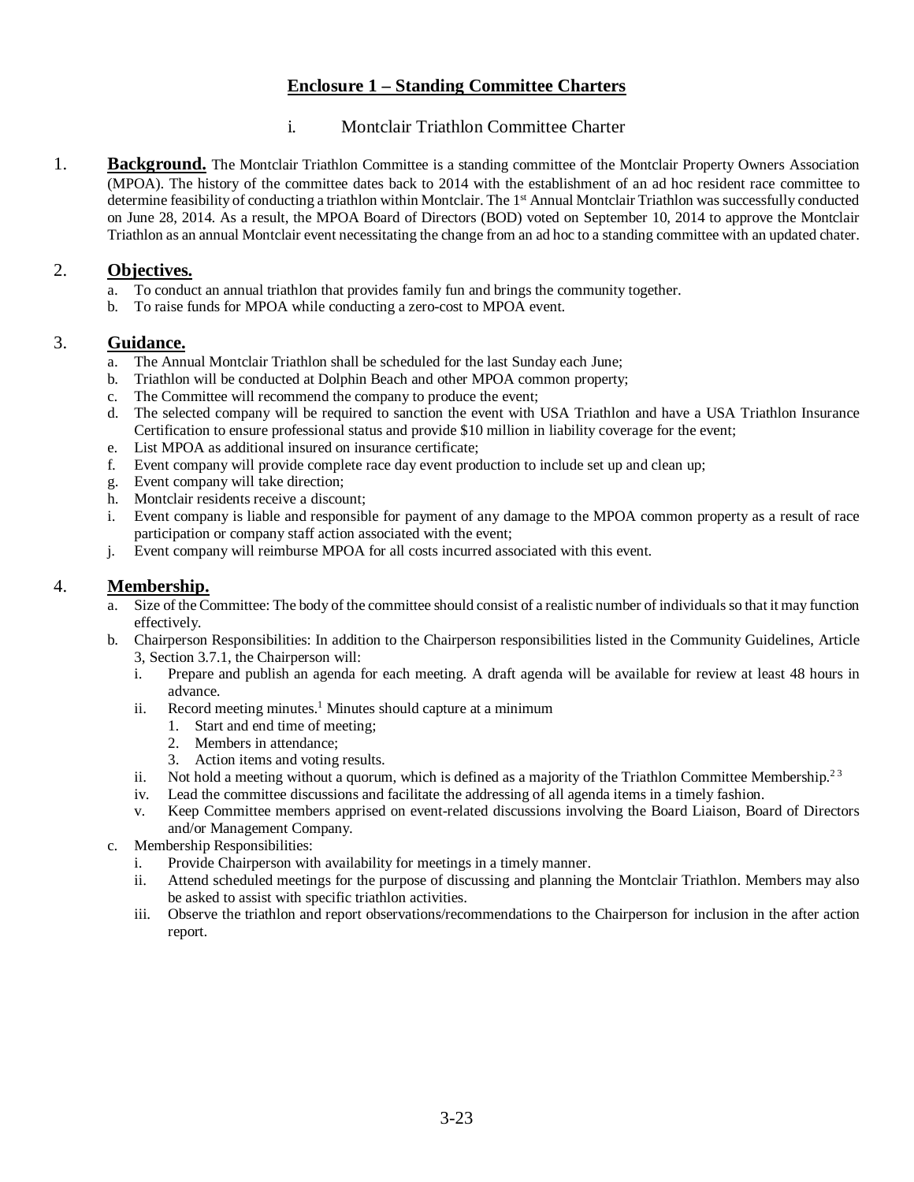## Enclosure 1 – Standing Committee Charters

### i. Montclair Triathlon Committee Charter

1. **Background.** The Montclair Triathlon Committee is a standing committee of the Montclair Property Owners Association (MPOA). The history of the committee dates back to 2014 with the establishment of an ad hoc resident race committee to determine feasibility of conducting a triathlon within Montclair. The 1st Annual Montclair Triathlon was successfully conducted on June 28, 2014. As a result, the MPOA Board of Directors (BOD) voted on September 10, 2014 to approve the Montclair Triathlon as an annual Montclair event necessitating the change from an ad hoc to a standing committee with an updated chater.

2. **Objectives.**
   a. To conduct an annual triathlon that provides family fun and brings the community together.
   b. To raise funds for MPOA while conducting a zero-cost to MPOA event.

3. **Guidance.**
   a. The Annual Montclair Triathlon shall be scheduled for the last Sunday each June;
   b. Triathlon will be conducted at Dolphin Beach and other MPOA common property;
   c. The Committee will recommend the company to produce the event;
   d. The selected company will be required to sanction the event with USA Triathlon and have a USA Triathlon Insurance Certification to ensure professional status and provide $10 million in liability coverage for the event;
   e. List MPOA as additional insured on insurance certificate;
   f. Event company will provide complete race day event production to include set up and clean up;
   g. Event company will take direction;
   h. Montclair residents receive a discount;
   i. Event company is liable and responsible for payment of any damage to the MPOA common property as a result of race participation or company staff action associated with the event;
   j. Event company will reimburse MPOA for all costs incurred associated with this event.

4. **Membership.**
   a. Size of the Committee: The body of the committee should consist of a realistic number of individuals so that it may function effectively.
   b. Chairperson Responsibilities: In addition to the Chairperson responsibilities listed in the Community Guidelines, Article 3, Section 3.7.1, the Chairperson will:
      i. Prepare and publish an agenda for each meeting. A draft agenda will be available for review at least 48 hours in advance.
      ii. Record meeting minutes.[1] Minutes should capture at a minimum
         1. Start and end time of meeting;
         2. Members in attendance;
         3. Action items and voting results.
      ii. Not hold a meeting without a quorum, which is defined as a majority of the Triathlon Committee Membership.[2 3]
      iv. Lead the committee discussions and facilitate the addressing of all agenda items in a timely fashion.
      v. Keep Committee members apprised on event-related discussions involving the Board Liaison, Board of Directors and/or Management Company.
   c. Membership Responsibilities:
      i. Provide Chairperson with availability for meetings in a timely manner.
      ii. Attend scheduled meetings for the purpose of discussing and planning the Montclair Triathlon. Members may also be asked to assist with specific triathlon activities.
      iii. Observe the triathlon and report observations/recommendations to the Chairperson for inclusion in the after action report.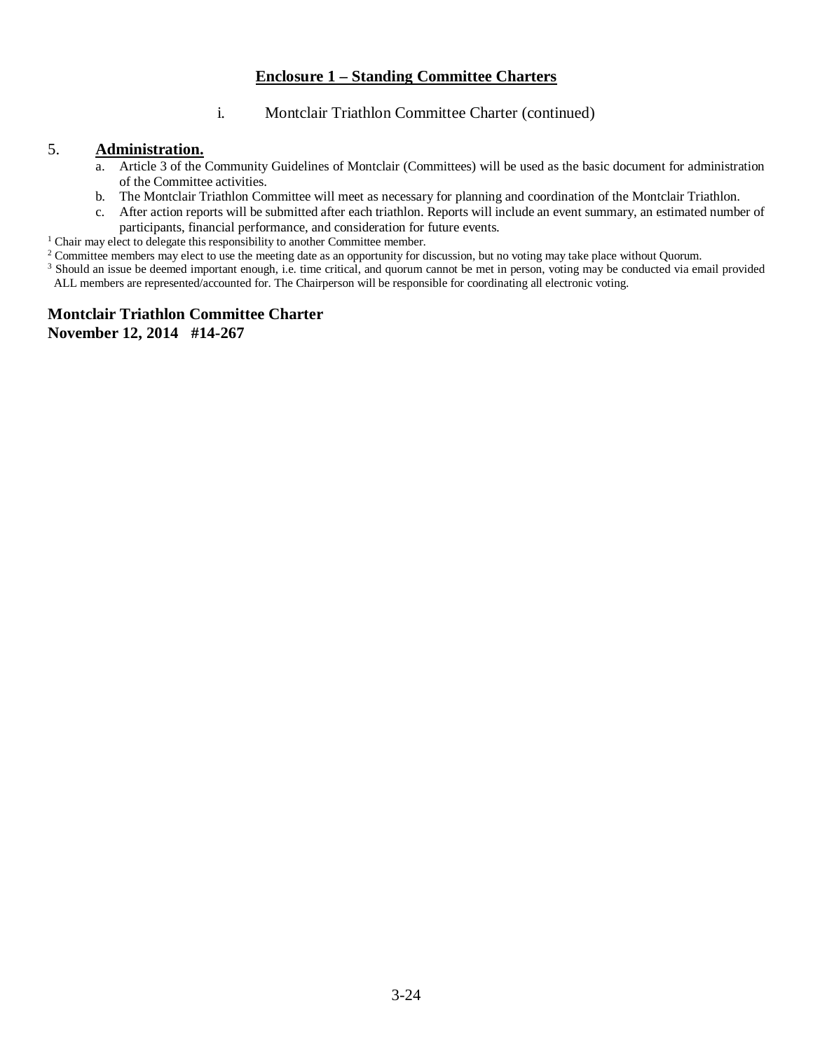## Enclosure 1 – Standing Committee Charters

i. Montclair Triathlon Committee Charter (continued)

5. **Administration.**
   a. Article 3 of the Community Guidelines of Montclair (Committees) will be used as the basic document for administration of the Committee activities.
   b. The Montclair Triathlon Committee will meet as necessary for planning and coordination of the Montclair Triathlon.
   c. After action reports will be submitted after each triathlon. Reports will include an event summary, an estimated number of participants, financial performance, and consideration for future events.

[1] Chair may elect to delegate this responsibility to another Committee member.

[2] Committee members may elect to use the meeting date as an opportunity for discussion, but no voting may take place without Quorum.

[3] Should an issue be deemed important enough, i.e. time critical, and quorum cannot be met in person, voting may be conducted via email provided ALL members are represented/accounted for. The Chairperson will be responsible for coordinating all electronic voting.

**Montclair Triathlon Committee Charter**
**November 12, 2014 #14-267**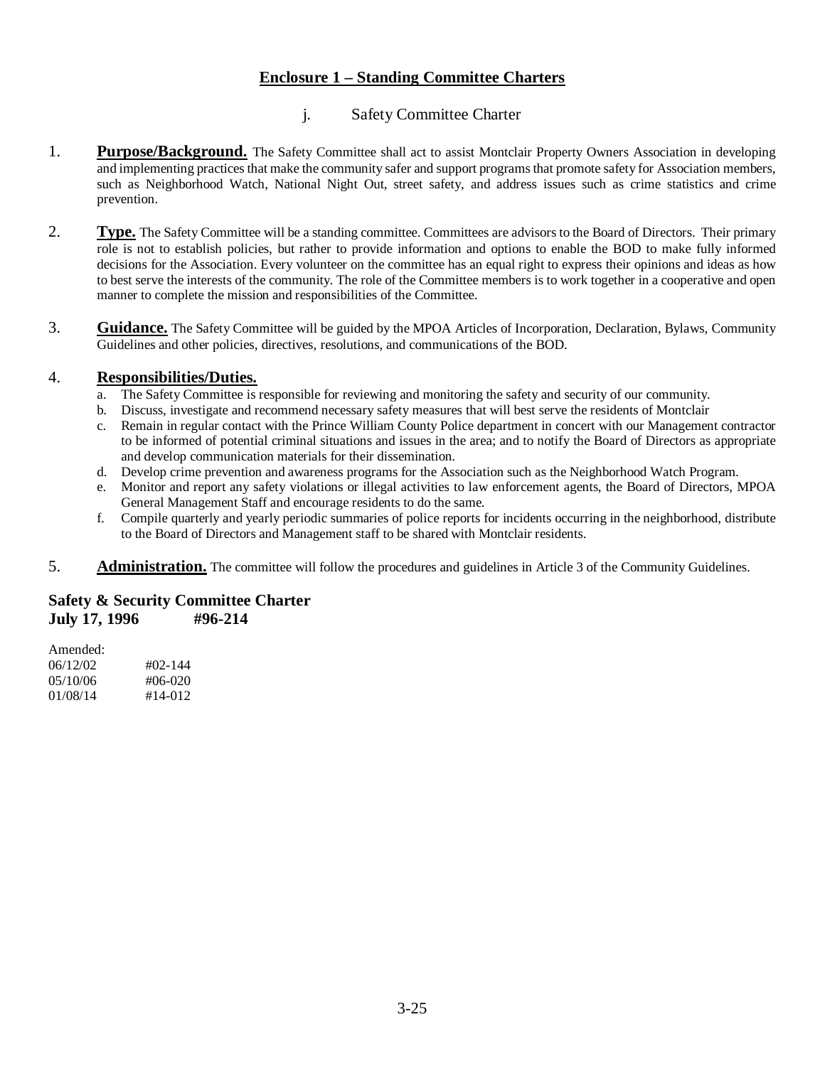## Enclosure 1 – Standing Committee Charters

### j. Safety Committee Charter

1. **Purpose/Background.** The Safety Committee shall act to assist Montclair Property Owners Association in developing and implementing practices that make the community safer and support programs that promote safety for Association members, such as Neighborhood Watch, National Night Out, street safety, and address issues such as crime statistics and crime prevention.

2. **Type.** The Safety Committee will be a standing committee. Committees are advisors to the Board of Directors. Their primary role is not to establish policies, but rather to provide information and options to enable the BOD to make fully informed decisions for the Association. Every volunteer on the committee has an equal right to express their opinions and ideas as how to best serve the interests of the community. The role of the Committee members is to work together in a cooperative and open manner to complete the mission and responsibilities of the Committee.

3. **Guidance.** The Safety Committee will be guided by the MPOA Articles of Incorporation, Declaration, Bylaws, Community Guidelines and other policies, directives, resolutions, and communications of the BOD.

4. **Responsibilities/Duties.**
   a. The Safety Committee is responsible for reviewing and monitoring the safety and security of our community.
   b. Discuss, investigate and recommend necessary safety measures that will best serve the residents of Montclair
   c. Remain in regular contact with the Prince William County Police department in concert with our Management contractor to be informed of potential criminal situations and issues in the area; and to notify the Board of Directors as appropriate and develop communication materials for their dissemination.
   d. Develop crime prevention and awareness programs for the Association such as the Neighborhood Watch Program.
   e. Monitor and report any safety violations or illegal activities to law enforcement agents, the Board of Directors, MPOA General Management Staff and encourage residents to do the same.
   f. Compile quarterly and yearly periodic summaries of police reports for incidents occurring in the neighborhood, distribute to the Board of Directors and Management staff to be shared with Montclair residents.

5. **Administration.** The committee will follow the procedures and guidelines in Article 3 of the Community Guidelines.

**Safety & Security Committee Charter**
**July 17, 1996 #96-214**

Amended:

| | |
|---|---|
| 06/12/02 | #02-144 |
| 05/10/06 | #06-020 |
| 01/08/14 | #14-012 |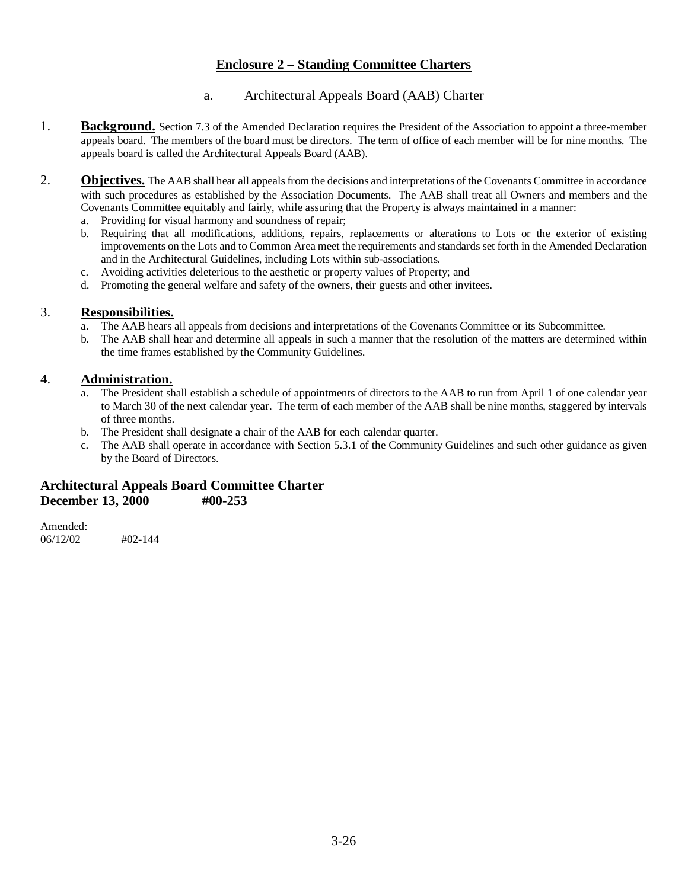## Enclosure 2 – Standing Committee Charters

### a. Architectural Appeals Board (AAB) Charter

1. **Background.** Section 7.3 of the Amended Declaration requires the President of the Association to appoint a three-member appeals board. The members of the board must be directors. The term of office of each member will be for nine months. The appeals board is called the Architectural Appeals Board (AAB).

2. **Objectives.** The AAB shall hear all appeals from the decisions and interpretations of the Covenants Committee in accordance with such procedures as established by the Association Documents. The AAB shall treat all Owners and members and the Covenants Committee equitably and fairly, while assuring that the Property is always maintained in a manner:
   a. Providing for visual harmony and soundness of repair;
   b. Requiring that all modifications, additions, repairs, replacements or alterations to Lots or the exterior of existing improvements on the Lots and to Common Area meet the requirements and standards set forth in the Amended Declaration and in the Architectural Guidelines, including Lots within sub-associations.
   c. Avoiding activities deleterious to the aesthetic or property values of Property; and
   d. Promoting the general welfare and safety of the owners, their guests and other invitees.

3. **Responsibilities.**
   a. The AAB hears all appeals from decisions and interpretations of the Covenants Committee or its Subcommittee.
   b. The AAB shall hear and determine all appeals in such a manner that the resolution of the matters are determined within the time frames established by the Community Guidelines.

4. **Administration.**
   a. The President shall establish a schedule of appointments of directors to the AAB to run from April 1 of one calendar year to March 30 of the next calendar year. The term of each member of the AAB shall be nine months, staggered by intervals of three months.
   b. The President shall designate a chair of the AAB for each calendar quarter.
   c. The AAB shall operate in accordance with Section 5.3.1 of the Community Guidelines and such other guidance as given by the Board of Directors.

**Architectural Appeals Board Committee Charter**
**December 13, 2000 #00-253**

Amended:
06/12/02 #02-144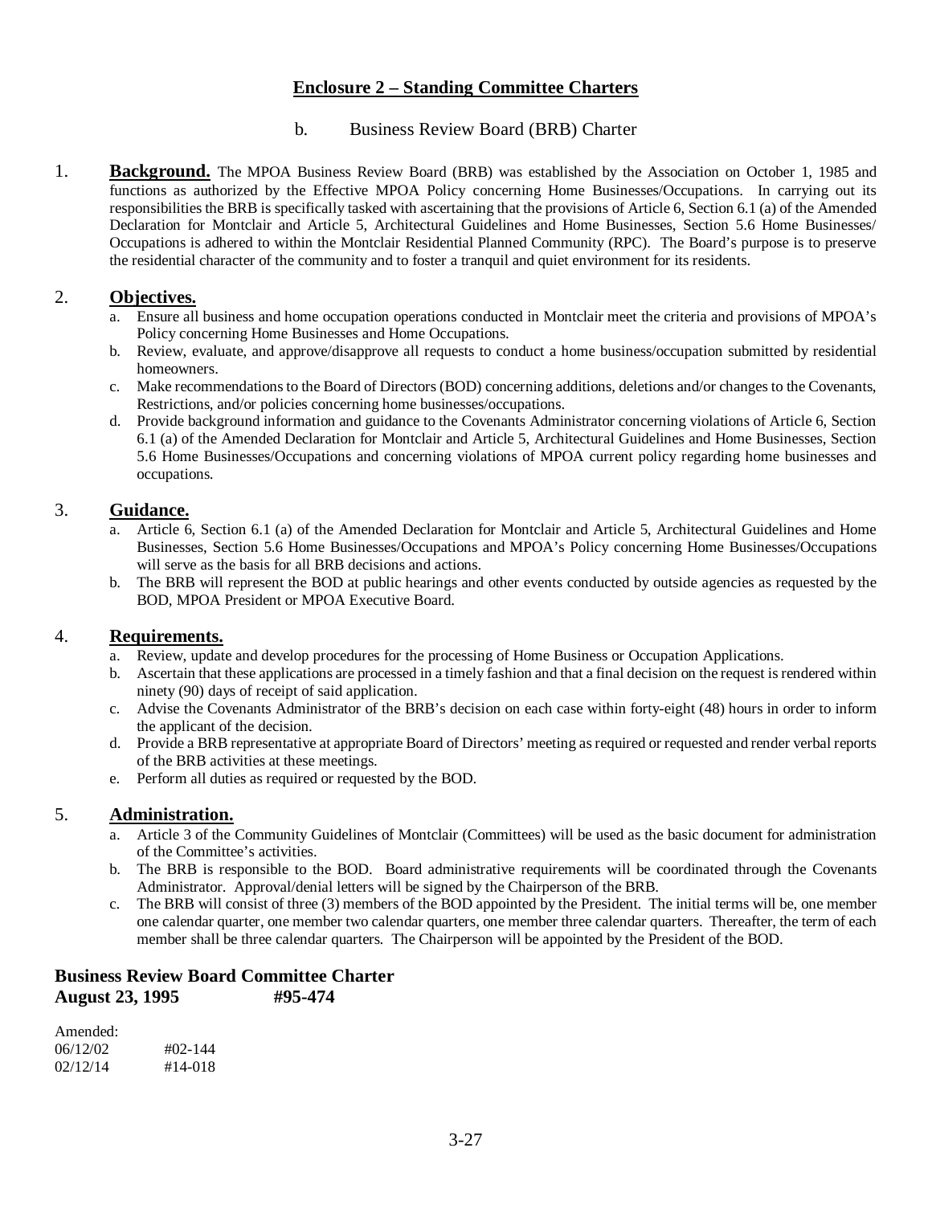## Enclosure 2 – Standing Committee Charters

### b. Business Review Board (BRB) Charter

1. **Background.** The MPOA Business Review Board (BRB) was established by the Association on October 1, 1985 and functions as authorized by the Effective MPOA Policy concerning Home Businesses/Occupations. In carrying out its responsibilities the BRB is specifically tasked with ascertaining that the provisions of Article 6, Section 6.1 (a) of the Amended Declaration for Montclair and Article 5, Architectural Guidelines and Home Businesses, Section 5.6 Home Businesses/ Occupations is adhered to within the Montclair Residential Planned Community (RPC). The Board's purpose is to preserve the residential character of the community and to foster a tranquil and quiet environment for its residents.

2. **Objectives.**
   a. Ensure all business and home occupation operations conducted in Montclair meet the criteria and provisions of MPOA's Policy concerning Home Businesses and Home Occupations.
   b. Review, evaluate, and approve/disapprove all requests to conduct a home business/occupation submitted by residential homeowners.
   c. Make recommendations to the Board of Directors (BOD) concerning additions, deletions and/or changes to the Covenants, Restrictions, and/or policies concerning home businesses/occupations.
   d. Provide background information and guidance to the Covenants Administrator concerning violations of Article 6, Section 6.1 (a) of the Amended Declaration for Montclair and Article 5, Architectural Guidelines and Home Businesses, Section 5.6 Home Businesses/Occupations and concerning violations of MPOA current policy regarding home businesses and occupations.

3. **Guidance.**
   a. Article 6, Section 6.1 (a) of the Amended Declaration for Montclair and Article 5, Architectural Guidelines and Home Businesses, Section 5.6 Home Businesses/Occupations and MPOA's Policy concerning Home Businesses/Occupations will serve as the basis for all BRB decisions and actions.
   b. The BRB will represent the BOD at public hearings and other events conducted by outside agencies as requested by the BOD, MPOA President or MPOA Executive Board.

4. **Requirements.**
   a. Review, update and develop procedures for the processing of Home Business or Occupation Applications.
   b. Ascertain that these applications are processed in a timely fashion and that a final decision on the request is rendered within ninety (90) days of receipt of said application.
   c. Advise the Covenants Administrator of the BRB's decision on each case within forty-eight (48) hours in order to inform the applicant of the decision.
   d. Provide a BRB representative at appropriate Board of Directors' meeting as required or requested and render verbal reports of the BRB activities at these meetings.
   e. Perform all duties as required or requested by the BOD.

5. **Administration.**
   a. Article 3 of the Community Guidelines of Montclair (Committees) will be used as the basic document for administration of the Committee's activities.
   b. The BRB is responsible to the BOD. Board administrative requirements will be coordinated through the Covenants Administrator. Approval/denial letters will be signed by the Chairperson of the BRB.
   c. The BRB will consist of three (3) members of the BOD appointed by the President. The initial terms will be, one member one calendar quarter, one member two calendar quarters, one member three calendar quarters. Thereafter, the term of each member shall be three calendar quarters. The Chairperson will be appointed by the President of the BOD.

**Business Review Board Committee Charter**
**August 23, 1995 #95-474**

Amended:
06/12/02 #02-144
02/12/14 #14-018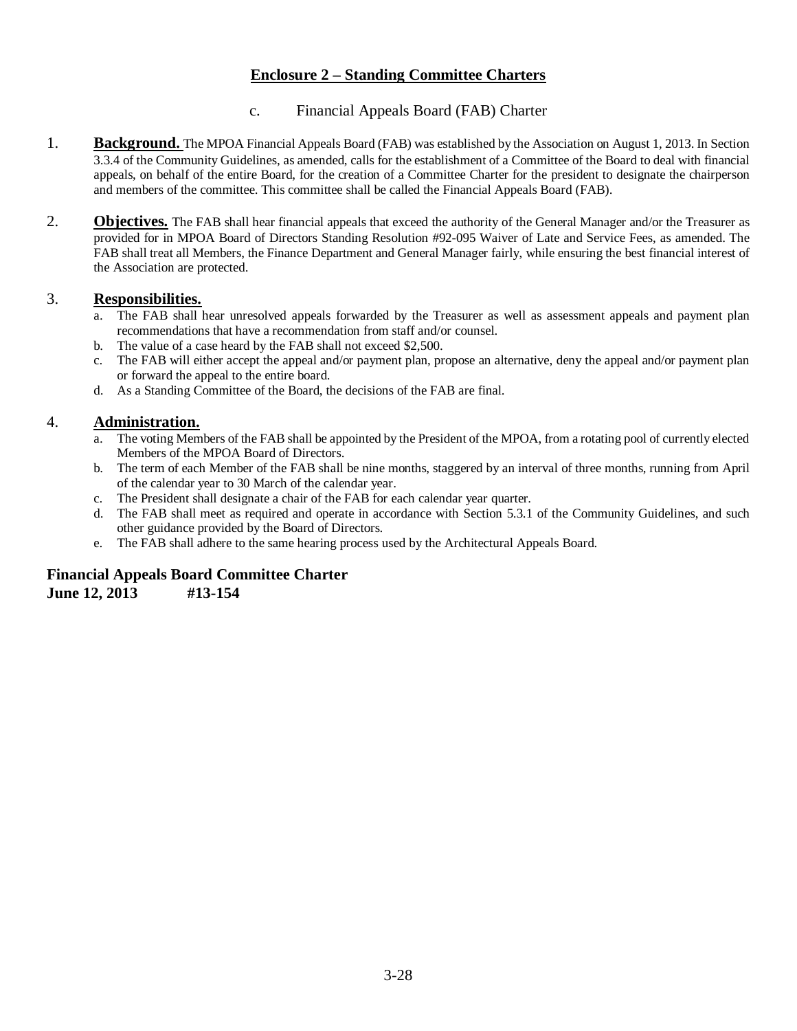## Enclosure 2 – Standing Committee Charters

### c. Financial Appeals Board (FAB) Charter

1. **Background.** The MPOA Financial Appeals Board (FAB) was established by the Association on August 1, 2013. In Section 3.3.4 of the Community Guidelines, as amended, calls for the establishment of a Committee of the Board to deal with financial appeals, on behalf of the entire Board, for the creation of a Committee Charter for the president to designate the chairperson and members of the committee. This committee shall be called the Financial Appeals Board (FAB).

2. **Objectives.** The FAB shall hear financial appeals that exceed the authority of the General Manager and/or the Treasurer as provided for in MPOA Board of Directors Standing Resolution #92-095 Waiver of Late and Service Fees, as amended. The FAB shall treat all Members, the Finance Department and General Manager fairly, while ensuring the best financial interest of the Association are protected.

3. **Responsibilities.**
   a. The FAB shall hear unresolved appeals forwarded by the Treasurer as well as assessment appeals and payment plan recommendations that have a recommendation from staff and/or counsel.
   b. The value of a case heard by the FAB shall not exceed $2,500.
   c. The FAB will either accept the appeal and/or payment plan, propose an alternative, deny the appeal and/or payment plan or forward the appeal to the entire board.
   d. As a Standing Committee of the Board, the decisions of the FAB are final.

4. **Administration.**
   a. The voting Members of the FAB shall be appointed by the President of the MPOA, from a rotating pool of currently elected Members of the MPOA Board of Directors.
   b. The term of each Member of the FAB shall be nine months, staggered by an interval of three months, running from April of the calendar year to 30 March of the calendar year.
   c. The President shall designate a chair of the FAB for each calendar year quarter.
   d. The FAB shall meet as required and operate in accordance with Section 5.3.1 of the Community Guidelines, and such other guidance provided by the Board of Directors.
   e. The FAB shall adhere to the same hearing process used by the Architectural Appeals Board.

**Financial Appeals Board Committee Charter**
**June 12, 2013 #13-154**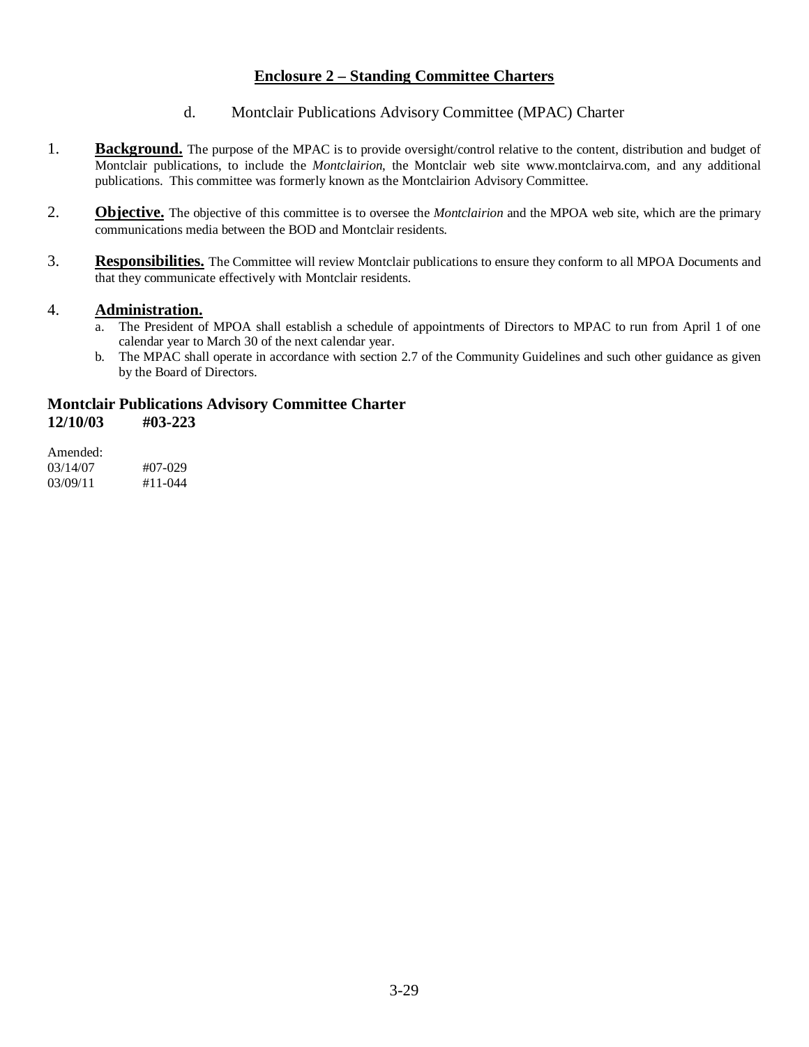## Enclosure 2 – Standing Committee Charters

### d. Montclair Publications Advisory Committee (MPAC) Charter

1. **Background.** The purpose of the MPAC is to provide oversight/control relative to the content, distribution and budget of Montclair publications, to include the *Montclairion*, the Montclair web site www.montclairva.com, and any additional publications. This committee was formerly known as the Montclairion Advisory Committee.

2. **Objective.** The objective of this committee is to oversee the *Montclairion* and the MPOA web site, which are the primary communications media between the BOD and Montclair residents.

3. **Responsibilities.** The Committee will review Montclair publications to ensure they conform to all MPOA Documents and that they communicate effectively with Montclair residents.

4. **Administration.**
   a. The President of MPOA shall establish a schedule of appointments of Directors to MPAC to run from April 1 of one calendar year to March 30 of the next calendar year.
   b. The MPAC shall operate in accordance with section 2.7 of the Community Guidelines and such other guidance as given by the Board of Directors.

**Montclair Publications Advisory Committee Charter**
**12/10/03 #03-223**

Amended:
03/14/07 #07-029
03/09/11 #11-044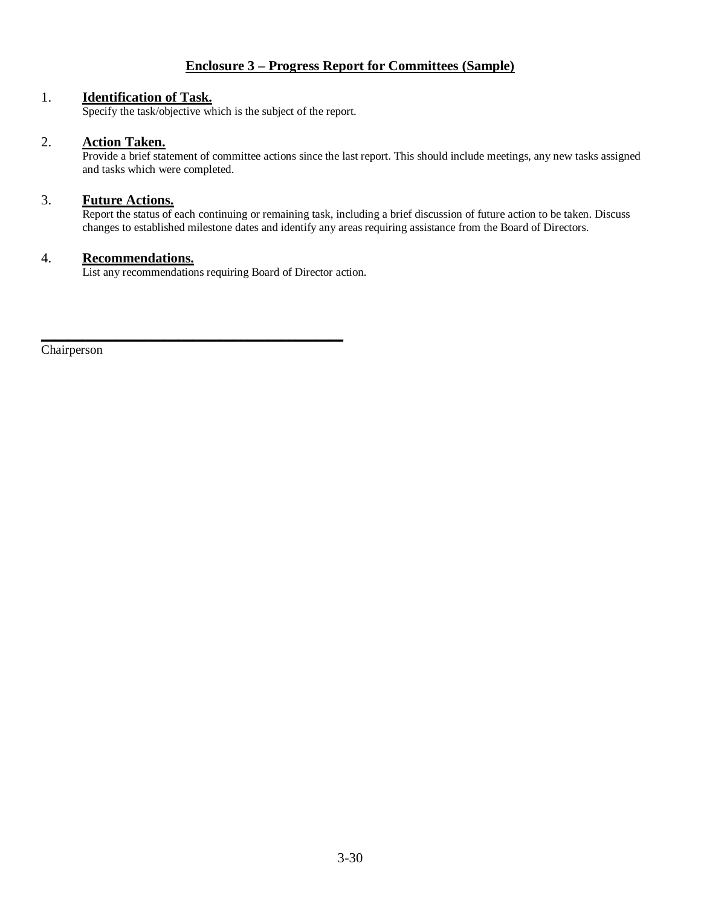## Enclosure 3 – Progress Report for Committees (Sample)

1. **Identification of Task.**
   Specify the task/objective which is the subject of the report.

2. **Action Taken.**
   Provide a brief statement of committee actions since the last report. This should include meetings, any new tasks assigned and tasks which were completed.

3. **Future Actions.**
   Report the status of each continuing or remaining task, including a brief discussion of future action to be taken. Discuss changes to established milestone dates and identify any areas requiring assistance from the Board of Directors.

4. **Recommendations.**
   List any recommendations requiring Board of Director action.

\_\_\_\_\_\_\_\_\_\_\_\_\_\_\_\_\_\_\_\_\_\_\_\_\_\_\_\_\_\_\_\_\_\_\_\_\_\_\_\_

Chairperson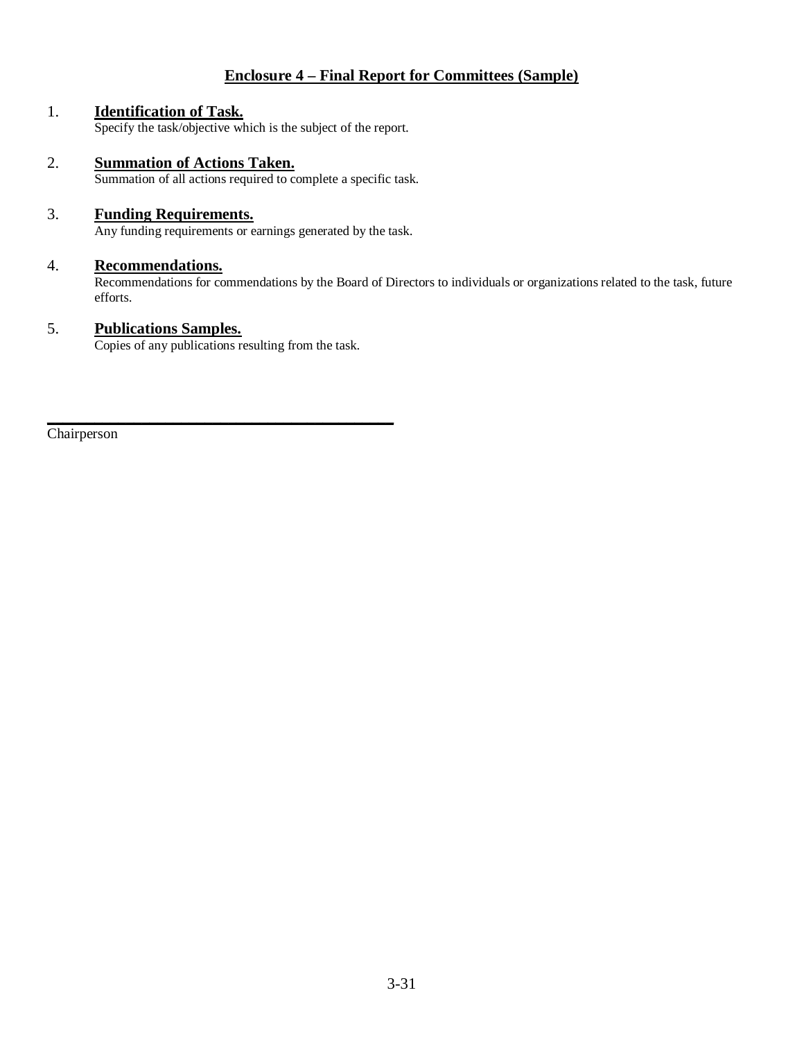## Enclosure 4 – Final Report for Committees (Sample)

1. **Identification of Task.**
   Specify the task/objective which is the subject of the report.

2. **Summation of Actions Taken.**
   Summation of all actions required to complete a specific task.

3. **Funding Requirements.**
   Any funding requirements or earnings generated by the task.

4. **Recommendations.**
   Recommendations for commendations by the Board of Directors to individuals or organizations related to the task, future efforts.

5. **Publications Samples.**
   Copies of any publications resulting from the task.

\_\_\_\_\_\_\_\_\_\_\_\_\_\_\_\_\_\_\_\_\_\_\_\_\_\_\_\_\_\_\_\_\_\_\_\_\_\_\_\_\_\_

Chairperson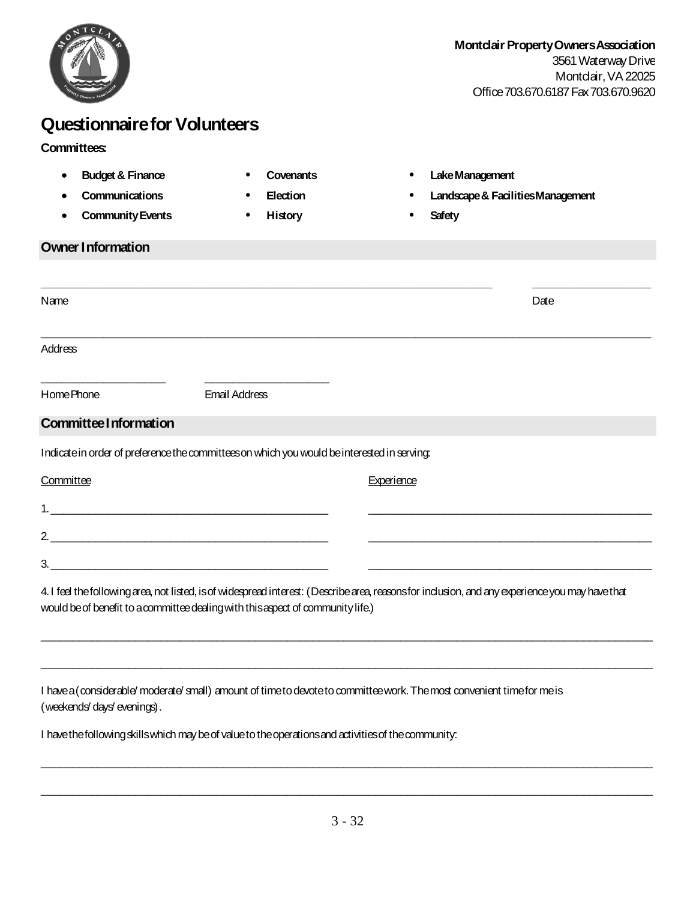**Montclair Property Owners Association**
3561 Waterway Drive
Montclair, VA 22025
Office 703.670.6187 Fax 703.670.9620

# Questionnaire for Volunteers

**Committees:**

- **Budget & Finance**
- **Communications**
- **Community Events**
- **Covenants**
- **Election**
- **History**
- **Lake Management**
- **Landscape & Facilities Management**
- **Safety**

## Owner Information

\_\_\_\_\_\_\_\_\_\_\_\_\_\_\_\_\_\_\_\_\_\_\_\_\_\_\_\_\_\_\_\_\_\_\_\_\_\_\_\_ \_\_\_\_\_\_\_\_\_\_\_\_\_\_\_\_\_\_
Name Date

\_\_\_\_\_\_\_\_\_\_\_\_\_\_\_\_\_\_\_\_\_\_\_\_\_\_\_\_\_\_\_\_\_\_\_\_\_\_\_\_\_\_\_\_\_\_\_\_\_\_\_\_\_\_\_\_
Address

\_\_\_\_\_\_\_\_\_\_\_\_\_\_\_\_\_\_ \_\_\_\_\_\_\_\_\_\_\_\_\_\_\_\_\_\_
Home Phone Email Address

## Committee Information

Indicate in order of preference the committees on which you would be interested in serving:

| Committee | Experience |
|---|---|
| 1. \_\_\_\_\_\_\_\_\_\_\_\_\_\_\_\_\_\_\_\_\_\_\_\_ | \_\_\_\_\_\_\_\_\_\_\_\_\_\_\_\_\_\_\_\_\_\_\_\_ |
| 2. \_\_\_\_\_\_\_\_\_\_\_\_\_\_\_\_\_\_\_\_\_\_\_\_ | \_\_\_\_\_\_\_\_\_\_\_\_\_\_\_\_\_\_\_\_\_\_\_\_ |
| 3. \_\_\_\_\_\_\_\_\_\_\_\_\_\_\_\_\_\_\_\_\_\_\_\_ | \_\_\_\_\_\_\_\_\_\_\_\_\_\_\_\_\_\_\_\_\_\_\_\_ |

4. I feel the following area, not listed, is of widespread interest: (Describe area, reasons for inclusion, and any experience you may have that would be of benefit to a committee dealing with this aspect of community life.)

\_\_\_\_\_\_\_\_\_\_\_\_\_\_\_\_\_\_\_\_\_\_\_\_\_\_\_\_\_\_\_\_\_\_\_\_\_\_\_\_\_\_\_\_\_\_\_\_\_\_\_\_\_\_\_\_

\_\_\_\_\_\_\_\_\_\_\_\_\_\_\_\_\_\_\_\_\_\_\_\_\_\_\_\_\_\_\_\_\_\_\_\_\_\_\_\_\_\_\_\_\_\_\_\_\_\_\_\_\_\_\_\_

I have a (considerable/ moderate/ small) amount of time to devote to committee work. The most convenient time for me is (weekends/ days/ evenings).

I have the following skills which may be of value to the operations and activities of the community:

\_\_\_\_\_\_\_\_\_\_\_\_\_\_\_\_\_\_\_\_\_\_\_\_\_\_\_\_\_\_\_\_\_\_\_\_\_\_\_\_\_\_\_\_\_\_\_\_\_\_\_\_\_\_\_\_

\_\_\_\_\_\_\_\_\_\_\_\_\_\_\_\_\_\_\_\_\_\_\_\_\_\_\_\_\_\_\_\_\_\_\_\_\_\_\_\_\_\_\_\_\_\_\_\_\_\_\_\_\_\_\_\_